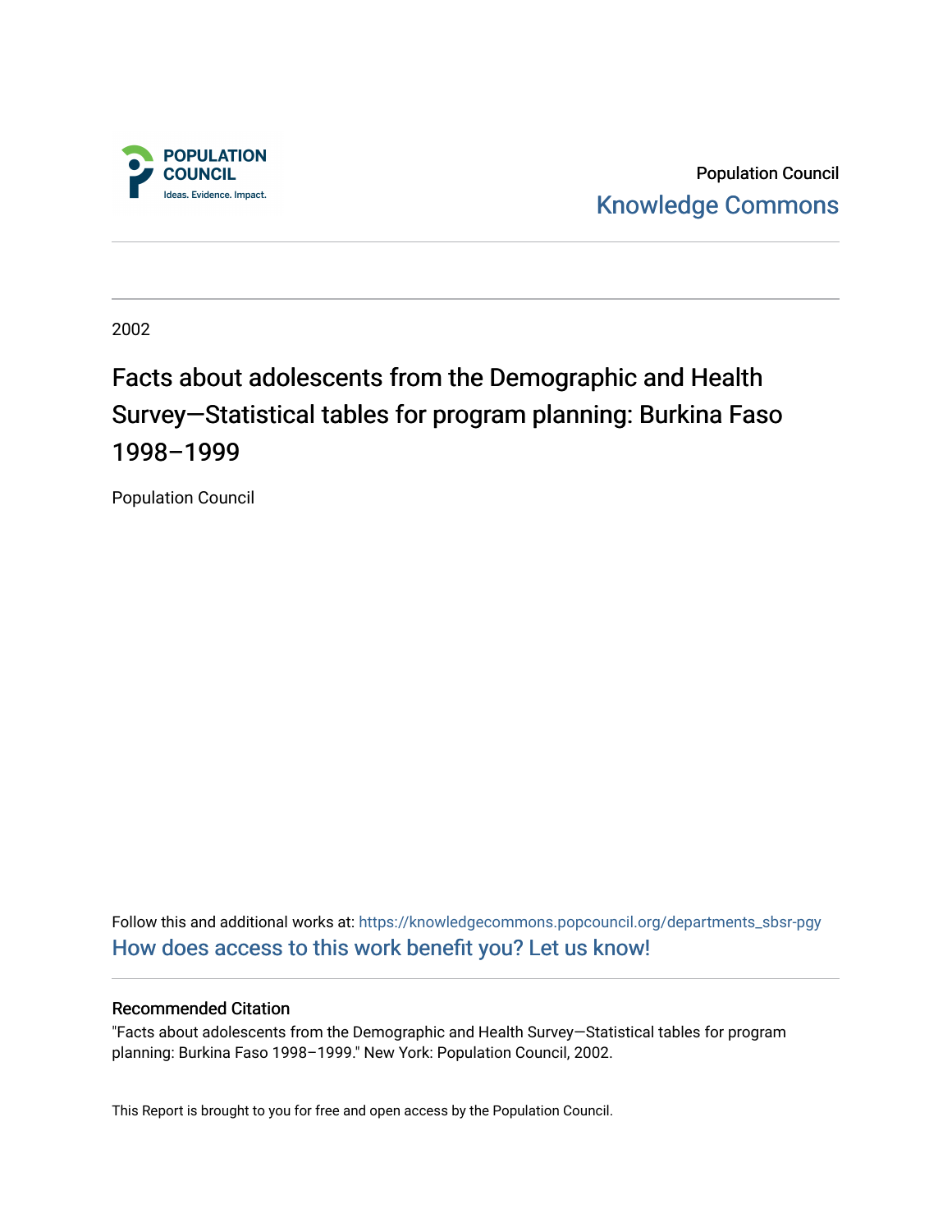POPULATION COUNCIL

Ideas. Evidence. Impact.

Population Council

Knowledge Commons

2002

# Facts about adolescents from the Demographic and Health Survey—Statistical tables for program planning: Burkina Faso 1998–1999

Population Council

Follow this and additional works at: https://knowledgecommons.popcouncil.org/departments_sbsr-pgy

How does access to this work benefit you? Let us know!

## Recommended Citation

"Facts about adolescents from the Demographic and Health Survey—Statistical tables for program planning: Burkina Faso 1998–1999." New York: Population Council, 2002.

This Report is brought to you for free and open access by the Population Council.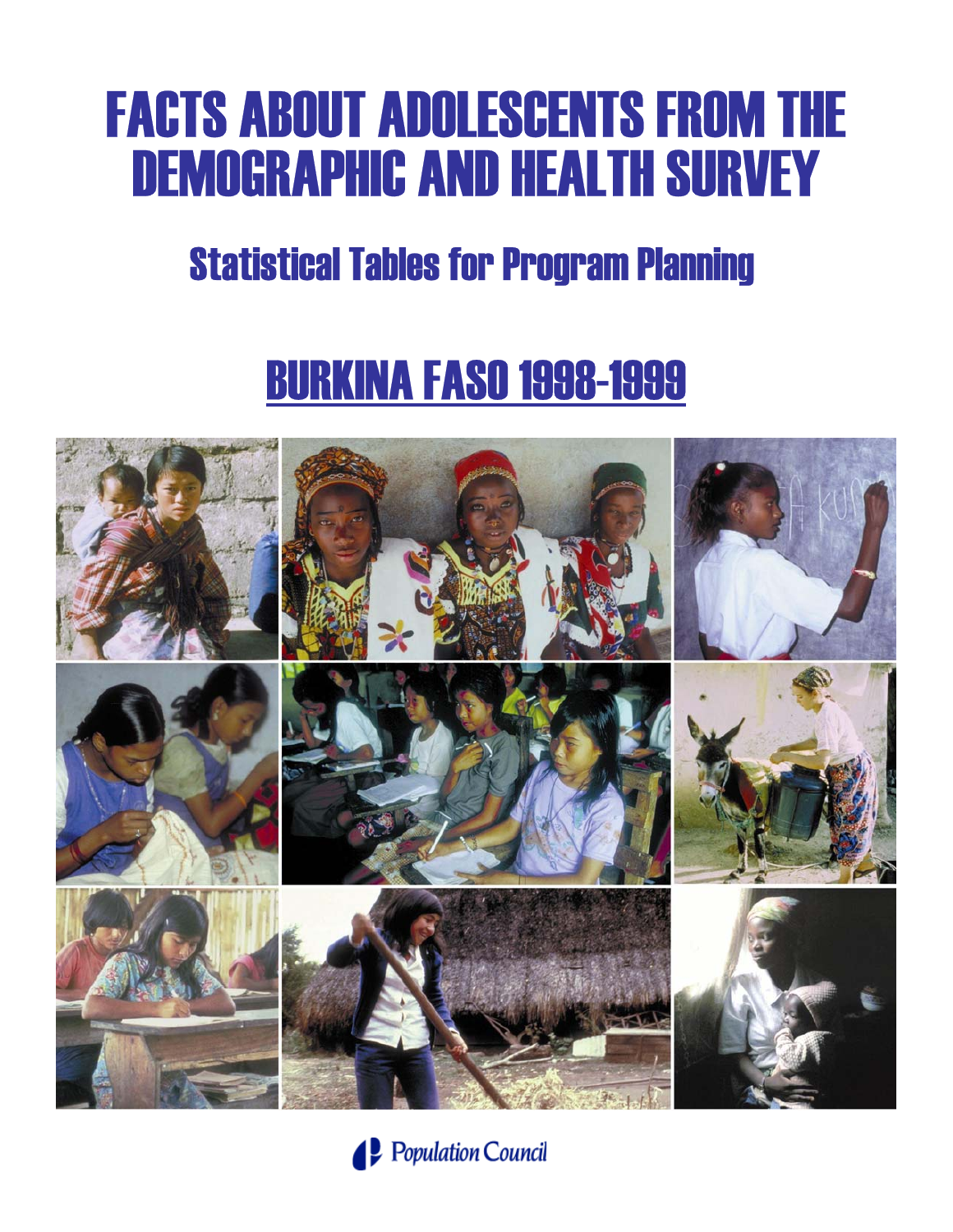# FACTS ABOUT ADOLESCENTS FROM THE DEMOGRAPHIC AND HEALTH SURVEY

## Statistical Tables for Program Planning

## BURKINA FASO 1998-1999

Population Council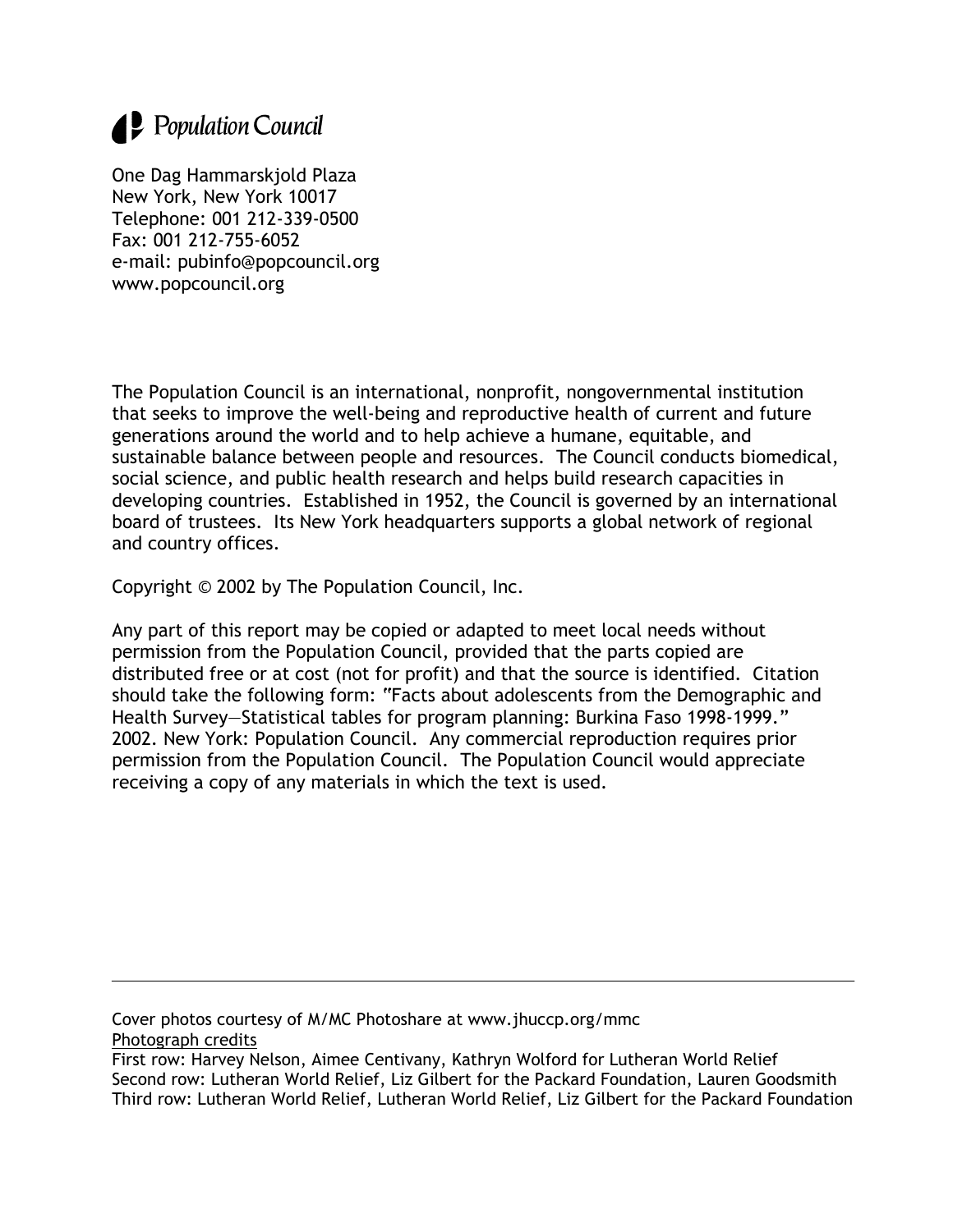Population Council

One Dag Hammarskjold Plaza
New York, New York 10017
Telephone: 001 212-339-0500
Fax: 001 212-755-6052
e-mail: pubinfo@popcouncil.org
www.popcouncil.org

The Population Council is an international, nonprofit, nongovernmental institution that seeks to improve the well-being and reproductive health of current and future generations around the world and to help achieve a humane, equitable, and sustainable balance between people and resources. The Council conducts biomedical, social science, and public health research and helps build research capacities in developing countries. Established in 1952, the Council is governed by an international board of trustees. Its New York headquarters supports a global network of regional and country offices.

Copyright © 2002 by The Population Council, Inc.

Any part of this report may be copied or adapted to meet local needs without permission from the Population Council, provided that the parts copied are distributed free or at cost (not for profit) and that the source is identified. Citation should take the following form: "Facts about adolescents from the Demographic and Health Survey—Statistical tables for program planning: Burkina Faso 1998-1999." 2002. New York: Population Council. Any commercial reproduction requires prior permission from the Population Council. The Population Council would appreciate receiving a copy of any materials in which the text is used.

---

Cover photos courtesy of M/MC Photoshare at www.jhuccp.org/mmc
Photograph credits
First row: Harvey Nelson, Aimee Centivany, Kathryn Wolford for Lutheran World Relief
Second row: Lutheran World Relief, Liz Gilbert for the Packard Foundation, Lauren Goodsmith
Third row: Lutheran World Relief, Lutheran World Relief, Liz Gilbert for the Packard Foundation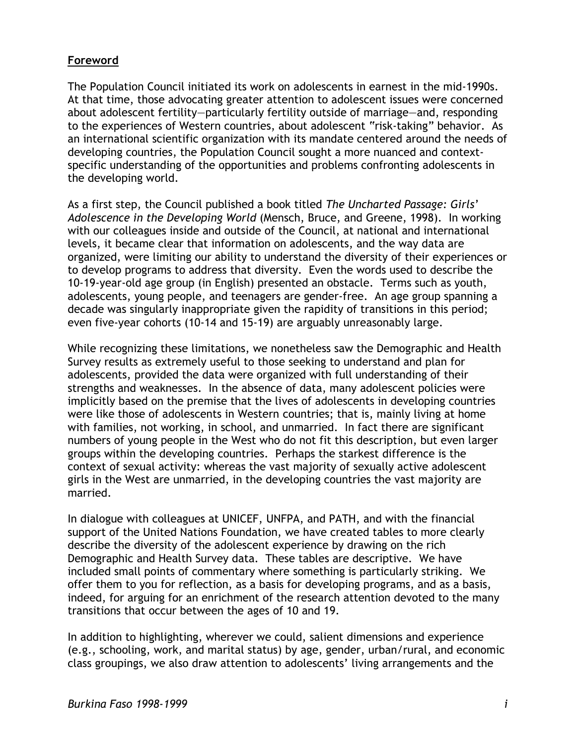## Foreword

The Population Council initiated its work on adolescents in earnest in the mid-1990s. At that time, those advocating greater attention to adolescent issues were concerned about adolescent fertility—particularly fertility outside of marriage—and, responding to the experiences of Western countries, about adolescent "risk-taking" behavior. As an international scientific organization with its mandate centered around the needs of developing countries, the Population Council sought a more nuanced and context-specific understanding of the opportunities and problems confronting adolescents in the developing world.

As a first step, the Council published a book titled *The Uncharted Passage: Girls' Adolescence in the Developing World* (Mensch, Bruce, and Greene, 1998). In working with our colleagues inside and outside of the Council, at national and international levels, it became clear that information on adolescents, and the way data are organized, were limiting our ability to understand the diversity of their experiences or to develop programs to address that diversity. Even the words used to describe the 10-19-year-old age group (in English) presented an obstacle. Terms such as youth, adolescents, young people, and teenagers are gender-free. An age group spanning a decade was singularly inappropriate given the rapidity of transitions in this period; even five-year cohorts (10-14 and 15-19) are arguably unreasonably large.

While recognizing these limitations, we nonetheless saw the Demographic and Health Survey results as extremely useful to those seeking to understand and plan for adolescents, provided the data were organized with full understanding of their strengths and weaknesses. In the absence of data, many adolescent policies were implicitly based on the premise that the lives of adolescents in developing countries were like those of adolescents in Western countries; that is, mainly living at home with families, not working, in school, and unmarried. In fact there are significant numbers of young people in the West who do not fit this description, but even larger groups within the developing countries. Perhaps the starkest difference is the context of sexual activity: whereas the vast majority of sexually active adolescent girls in the West are unmarried, in the developing countries the vast majority are married.

In dialogue with colleagues at UNICEF, UNFPA, and PATH, and with the financial support of the United Nations Foundation, we have created tables to more clearly describe the diversity of the adolescent experience by drawing on the rich Demographic and Health Survey data. These tables are descriptive. We have included small points of commentary where something is particularly striking. We offer them to you for reflection, as a basis for developing programs, and as a basis, indeed, for arguing for an enrichment of the research attention devoted to the many transitions that occur between the ages of 10 and 19.

In addition to highlighting, wherever we could, salient dimensions and experience (e.g., schooling, work, and marital status) by age, gender, urban/rural, and economic class groupings, we also draw attention to adolescents' living arrangements and the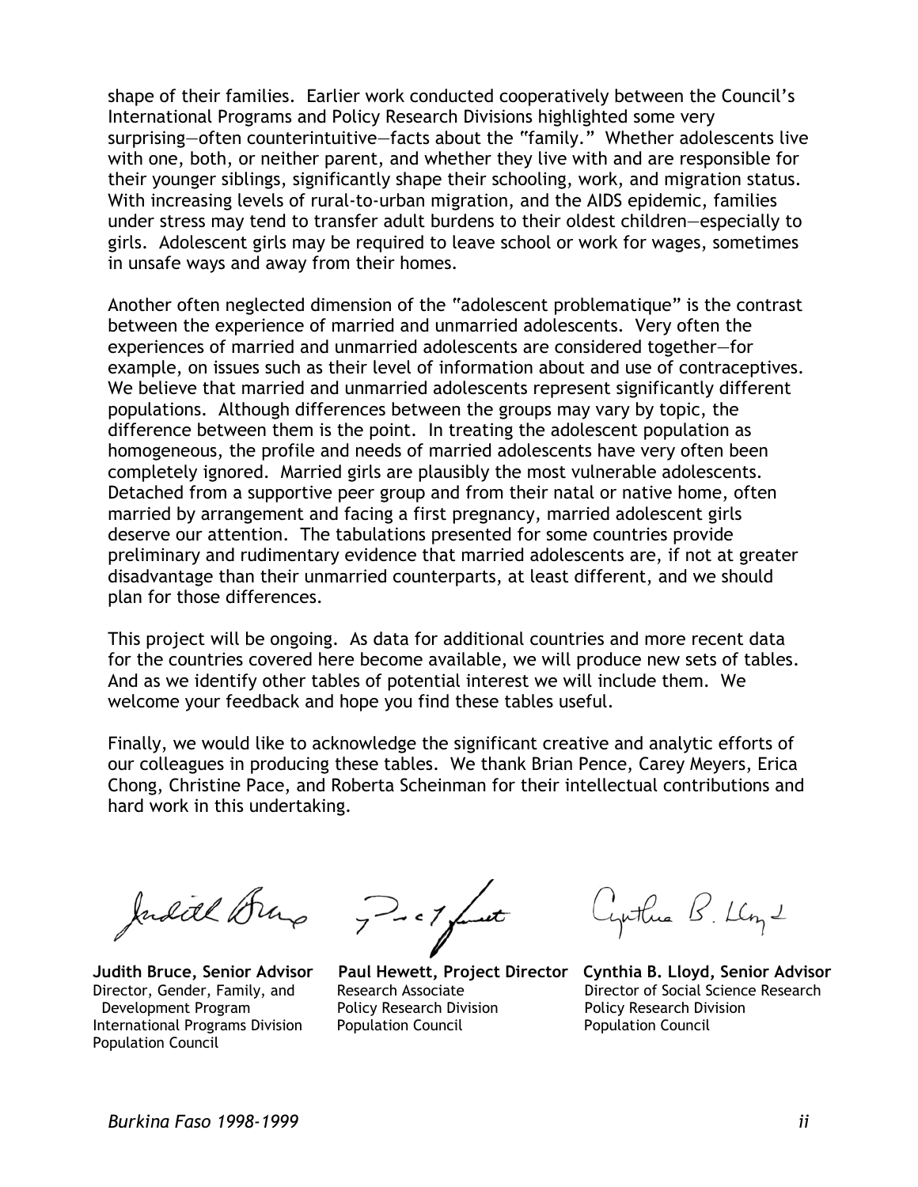shape of their families. Earlier work conducted cooperatively between the Council's International Programs and Policy Research Divisions highlighted some very surprising—often counterintuitive—facts about the "family." Whether adolescents live with one, both, or neither parent, and whether they live with and are responsible for their younger siblings, significantly shape their schooling, work, and migration status. With increasing levels of rural-to-urban migration, and the AIDS epidemic, families under stress may tend to transfer adult burdens to their oldest children—especially to girls. Adolescent girls may be required to leave school or work for wages, sometimes in unsafe ways and away from their homes.

Another often neglected dimension of the "adolescent problematique" is the contrast between the experience of married and unmarried adolescents. Very often the experiences of married and unmarried adolescents are considered together—for example, on issues such as their level of information about and use of contraceptives. We believe that married and unmarried adolescents represent significantly different populations. Although differences between the groups may vary by topic, the difference between them is the point. In treating the adolescent population as homogeneous, the profile and needs of married adolescents have very often been completely ignored. Married girls are plausibly the most vulnerable adolescents. Detached from a supportive peer group and from their natal or native home, often married by arrangement and facing a first pregnancy, married adolescent girls deserve our attention. The tabulations presented for some countries provide preliminary and rudimentary evidence that married adolescents are, if not at greater disadvantage than their unmarried counterparts, at least different, and we should plan for those differences.

This project will be ongoing. As data for additional countries and more recent data for the countries covered here become available, we will produce new sets of tables. And as we identify other tables of potential interest we will include them. We welcome your feedback and hope you find these tables useful.

Finally, we would like to acknowledge the significant creative and analytic efforts of our colleagues in producing these tables. We thank Brian Pence, Carey Meyers, Erica Chong, Christine Pace, and Roberta Scheinman for their intellectual contributions and hard work in this undertaking.

**Judith Bruce, Senior Advisor**
Director, Gender, Family, and Development Program
International Programs Division
Population Council

**Paul Hewett, Project Director**
Research Associate
Policy Research Division
Population Council

**Cynthia B. Lloyd, Senior Advisor**
Director of Social Science Research
Policy Research Division
Population Council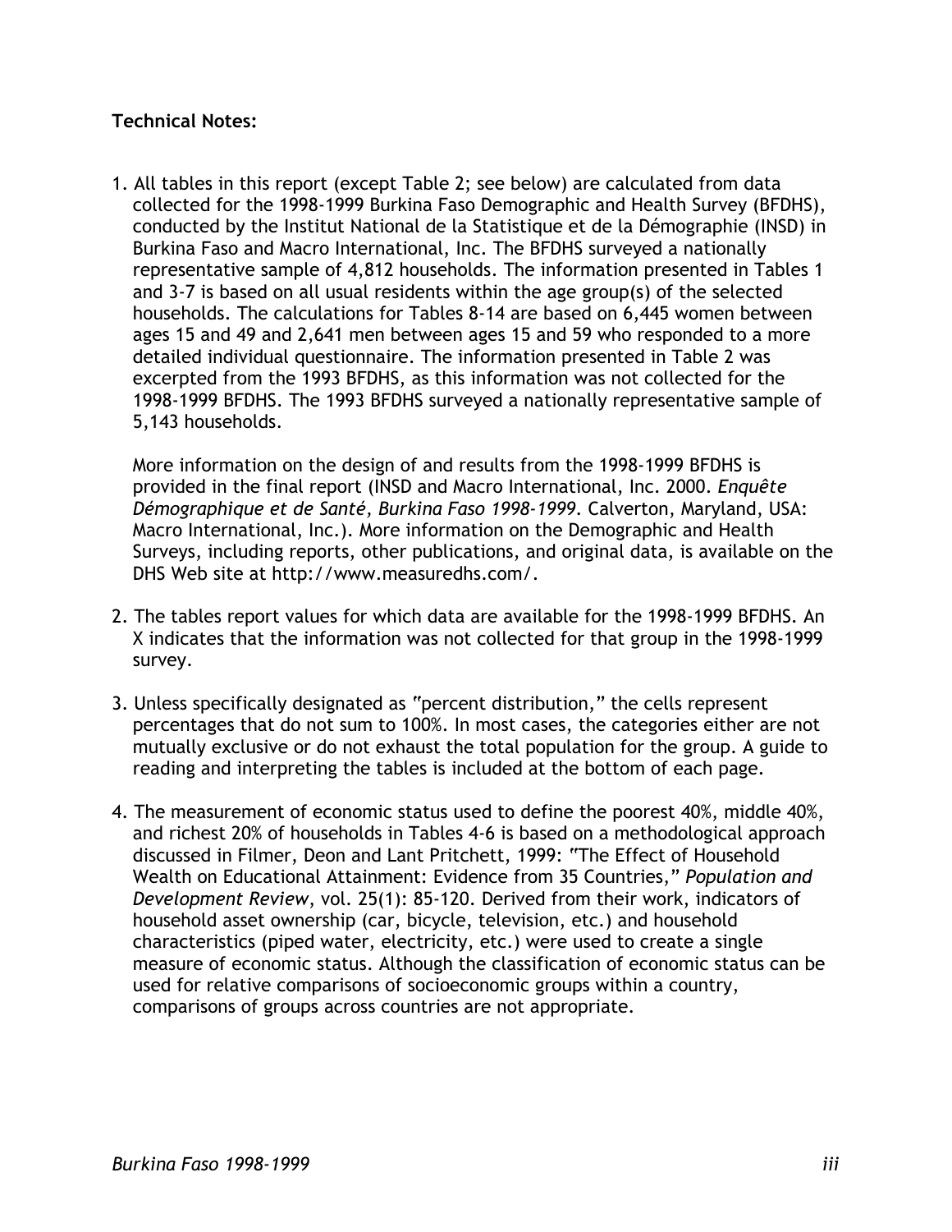**Technical Notes:**

1. All tables in this report (except Table 2; see below) are calculated from data collected for the 1998-1999 Burkina Faso Demographic and Health Survey (BFDHS), conducted by the Institut National de la Statistique et de la Démographie (INSD) in Burkina Faso and Macro International, Inc. The BFDHS surveyed a nationally representative sample of 4,812 households. The information presented in Tables 1 and 3-7 is based on all usual residents within the age group(s) of the selected households. The calculations for Tables 8-14 are based on 6,445 women between ages 15 and 49 and 2,641 men between ages 15 and 59 who responded to a more detailed individual questionnaire. The information presented in Table 2 was excerpted from the 1993 BFDHS, as this information was not collected for the 1998-1999 BFDHS. The 1993 BFDHS surveyed a nationally representative sample of 5,143 households.

   More information on the design of and results from the 1998-1999 BFDHS is provided in the final report (INSD and Macro International, Inc. 2000. *Enquête Démographique et de Santé, Burkina Faso 1998-1999*. Calverton, Maryland, USA: Macro International, Inc.). More information on the Demographic and Health Surveys, including reports, other publications, and original data, is available on the DHS Web site at http://www.measuredhs.com/.

2. The tables report values for which data are available for the 1998-1999 BFDHS. An X indicates that the information was not collected for that group in the 1998-1999 survey.

3. Unless specifically designated as "percent distribution," the cells represent percentages that do not sum to 100%. In most cases, the categories either are not mutually exclusive or do not exhaust the total population for the group. A guide to reading and interpreting the tables is included at the bottom of each page.

4. The measurement of economic status used to define the poorest 40%, middle 40%, and richest 20% of households in Tables 4-6 is based on a methodological approach discussed in Filmer, Deon and Lant Pritchett, 1999: "The Effect of Household Wealth on Educational Attainment: Evidence from 35 Countries," *Population and Development Review*, vol. 25(1): 85-120. Derived from their work, indicators of household asset ownership (car, bicycle, television, etc.) and household characteristics (piped water, electricity, etc.) were used to create a single measure of economic status. Although the classification of economic status can be used for relative comparisons of socioeconomic groups within a country, comparisons of groups across countries are not appropriate.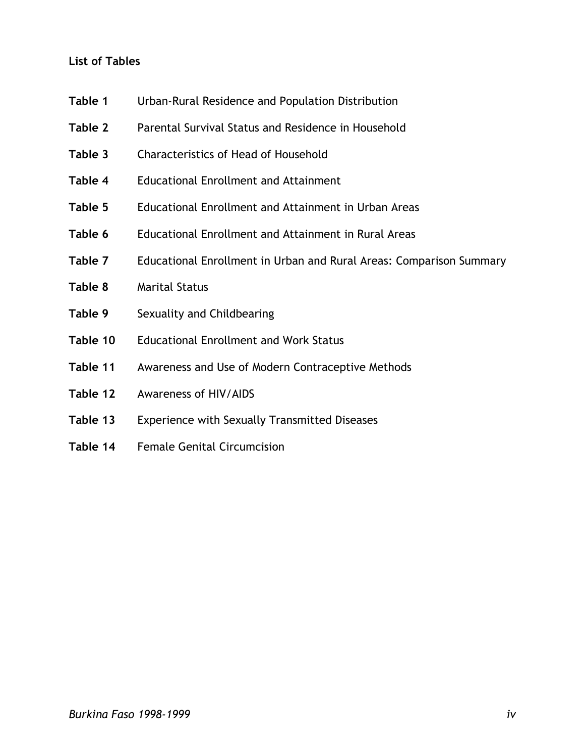**List of Tables**

| | |
|---|---|
| **Table 1** | Urban-Rural Residence and Population Distribution |
| **Table 2** | Parental Survival Status and Residence in Household |
| **Table 3** | Characteristics of Head of Household |
| **Table 4** | Educational Enrollment and Attainment |
| **Table 5** | Educational Enrollment and Attainment in Urban Areas |
| **Table 6** | Educational Enrollment and Attainment in Rural Areas |
| **Table 7** | Educational Enrollment in Urban and Rural Areas: Comparison Summary |
| **Table 8** | Marital Status |
| **Table 9** | Sexuality and Childbearing |
| **Table 10** | Educational Enrollment and Work Status |
| **Table 11** | Awareness and Use of Modern Contraceptive Methods |
| **Table 12** | Awareness of HIV/AIDS |
| **Table 13** | Experience with Sexually Transmitted Diseases |
| **Table 14** | Female Genital Circumcision |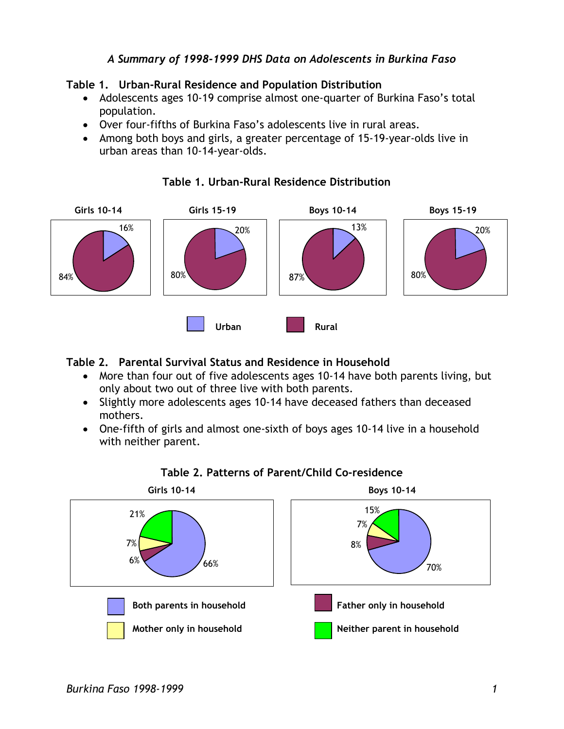*A Summary of 1998-1999 DHS Data on Adolescents in Burkina Faso*

## Table 1. Urban-Rural Residence and Population Distribution

- Adolescents ages 10-19 comprise almost one-quarter of Burkina Faso's total population.
- Over four-fifths of Burkina Faso's adolescents live in rural areas.
- Among both boys and girls, a greater percentage of 15-19-year-olds live in urban areas than 10-14-year-olds.

**Table 1. Urban-Rural Residence Distribution**

| | Girls 10-14 | Girls 15-19 | Boys 10-14 | Boys 15-19 |
|---|---|---|---|---|
| Urban | 16% | 20% | 13% | 20% |
| Rural | 84% | 80% | 87% | 80% |

## Table 2. Parental Survival Status and Residence in Household

- More than four out of five adolescents ages 10-14 have both parents living, but only about two out of three live with both parents.
- Slightly more adolescents ages 10-14 have deceased fathers than deceased mothers.
- One-fifth of girls and almost one-sixth of boys ages 10-14 live in a household with neither parent.

**Table 2. Patterns of Parent/Child Co-residence**

| | Girls 10-14 | Boys 10-14 |
|---|---|---|
| Both parents in household | 66% | 70% |
| Father only in household | 6% | 8% |
| Mother only in household | 7% | 7% |
| Neither parent in household | 21% | 15% |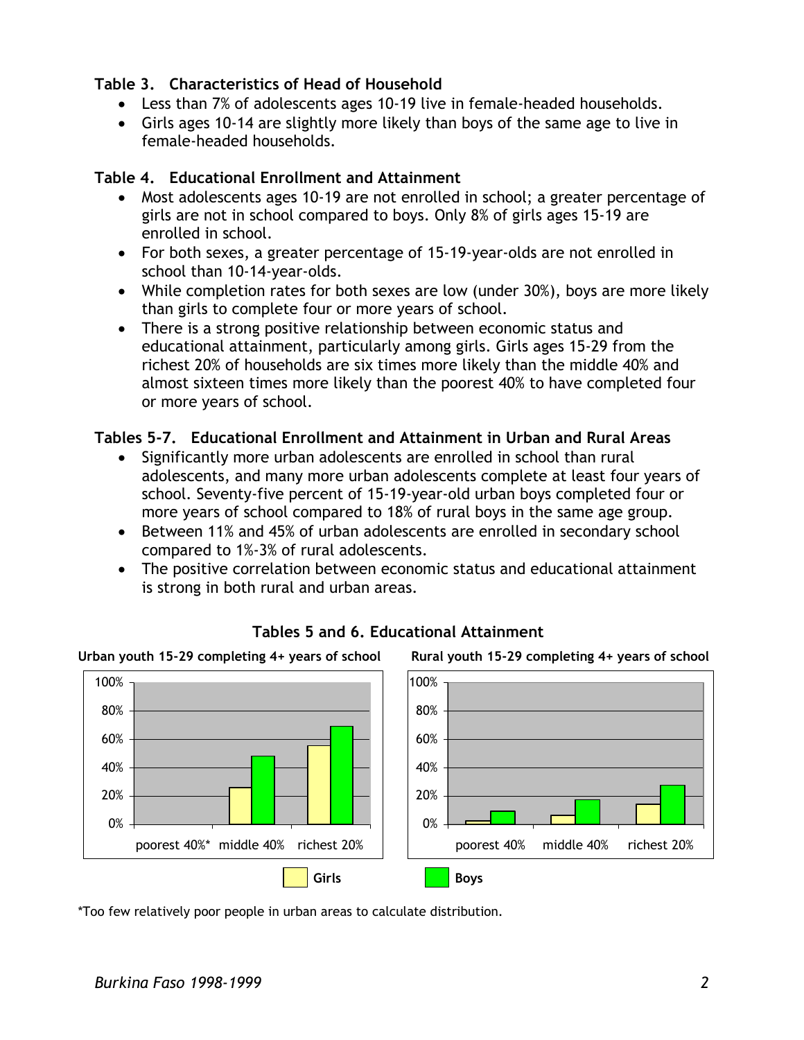### Table 3. Characteristics of Head of Household

- Less than 7% of adolescents ages 10-19 live in female-headed households.
- Girls ages 10-14 are slightly more likely than boys of the same age to live in female-headed households.

### Table 4. Educational Enrollment and Attainment

- Most adolescents ages 10-19 are not enrolled in school; a greater percentage of girls are not in school compared to boys. Only 8% of girls ages 15-19 are enrolled in school.
- For both sexes, a greater percentage of 15-19-year-olds are not enrolled in school than 10-14-year-olds.
- While completion rates for both sexes are low (under 30%), boys are more likely than girls to complete four or more years of school.
- There is a strong positive relationship between economic status and educational attainment, particularly among girls. Girls ages 15-29 from the richest 20% of households are six times more likely than the middle 40% and almost sixteen times more likely than the poorest 40% to have completed four or more years of school.

### Tables 5-7. Educational Enrollment and Attainment in Urban and Rural Areas

- Significantly more urban adolescents are enrolled in school than rural adolescents, and many more urban adolescents complete at least four years of school. Seventy-five percent of 15-19-year-old urban boys completed four or more years of school compared to 18% of rural boys in the same age group.
- Between 11% and 45% of urban adolescents are enrolled in secondary school compared to 1%-3% of rural adolescents.
- The positive correlation between economic status and educational attainment is strong in both rural and urban areas.

**Tables 5 and 6. Educational Attainment**

**Urban youth 15-29 completing 4+ years of school**

**Rural youth 15-29 completing 4+ years of school**

Girls | Boys

\*Too few relatively poor people in urban areas to calculate distribution.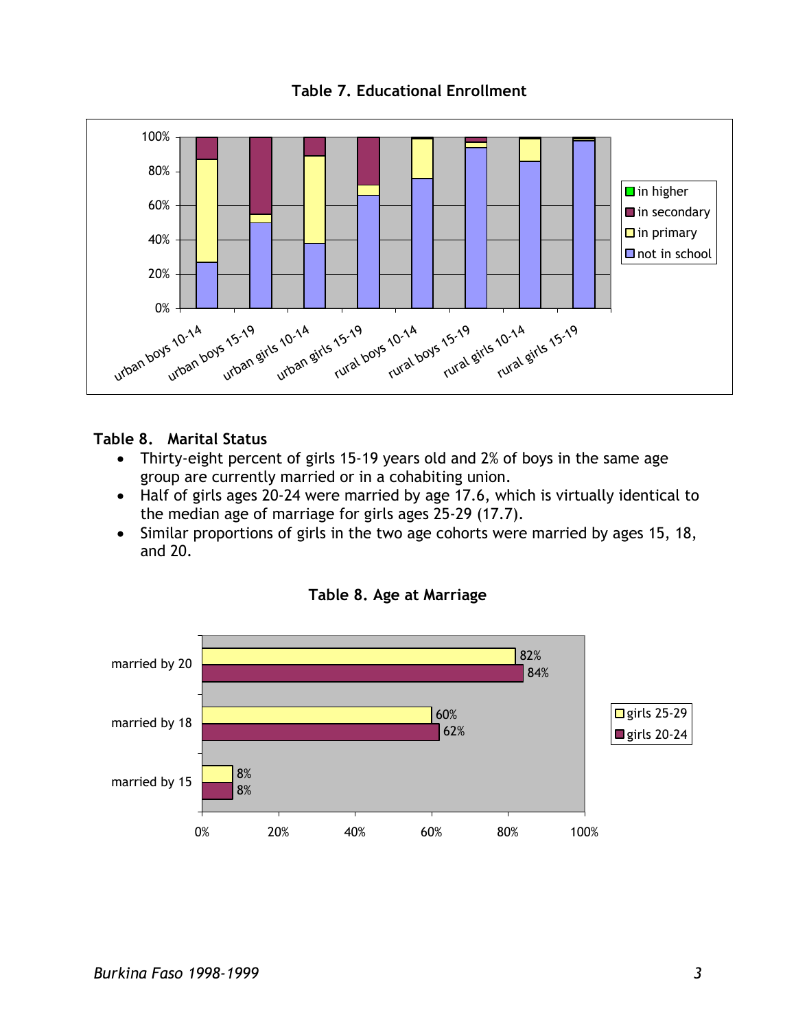**Table 7. Educational Enrollment**

**Table 8. Marital Status**

- Thirty-eight percent of girls 15-19 years old and 2% of boys in the same age group are currently married or in a cohabiting union.
- Half of girls ages 20-24 were married by age 17.6, which is virtually identical to the median age of marriage for girls ages 25-29 (17.7).
- Similar proportions of girls in the two age cohorts were married by ages 15, 18, and 20.

**Table 8. Age at Marriage**

| | girls 25-29 | girls 20-24 |
|---|---|---|
| married by 20 | 82% | 84% |
| married by 18 | 60% | 62% |
| married by 15 | 8% | 8% |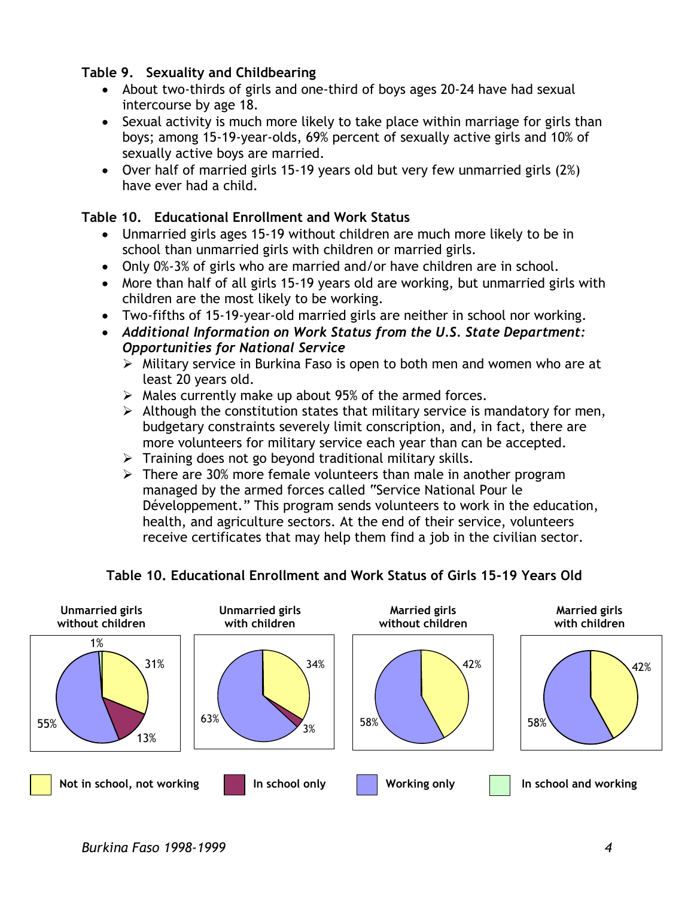### Table 9. Sexuality and Childbearing

- About two-thirds of girls and one-third of boys ages 20-24 have had sexual intercourse by age 18.
- Sexual activity is much more likely to take place within marriage for girls than boys; among 15-19-year-olds, 69% percent of sexually active girls and 10% of sexually active boys are married.
- Over half of married girls 15-19 years old but very few unmarried girls (2%) have ever had a child.

### Table 10. Educational Enrollment and Work Status

- Unmarried girls ages 15-19 without children are much more likely to be in school than unmarried girls with children or married girls.
- Only 0%-3% of girls who are married and/or have children are in school.
- More than half of all girls 15-19 years old are working, but unmarried girls with children are the most likely to be working.
- Two-fifths of 15-19-year-old married girls are neither in school nor working.
- ***Additional Information on Work Status from the U.S. State Department: Opportunities for National Service***
  - Military service in Burkina Faso is open to both men and women who are at least 20 years old.
  - Males currently make up about 95% of the armed forces.
  - Although the constitution states that military service is mandatory for men, budgetary constraints severely limit conscription, and, in fact, there are more volunteers for military service each year than can be accepted.
  - Training does not go beyond traditional military skills.
  - There are 30% more female volunteers than male in another program managed by the armed forces called "Service National Pour le Développement." This program sends volunteers to work in the education, health, and agriculture sectors. At the end of their service, volunteers receive certificates that may help them find a job in the civilian sector.

**Table 10. Educational Enrollment and Work Status of Girls 15-19 Years Old**

| | Unmarried girls without children | Unmarried girls with children | Married girls without children | Married girls with children |
|---|---|---|---|---|
| Not in school, not working | 31% | 34% | 42% | 42% |
| In school only | 13% | 3% | | |
| Working only | 55% | 63% | 58% | 58% |
| In school and working | 1% | | | |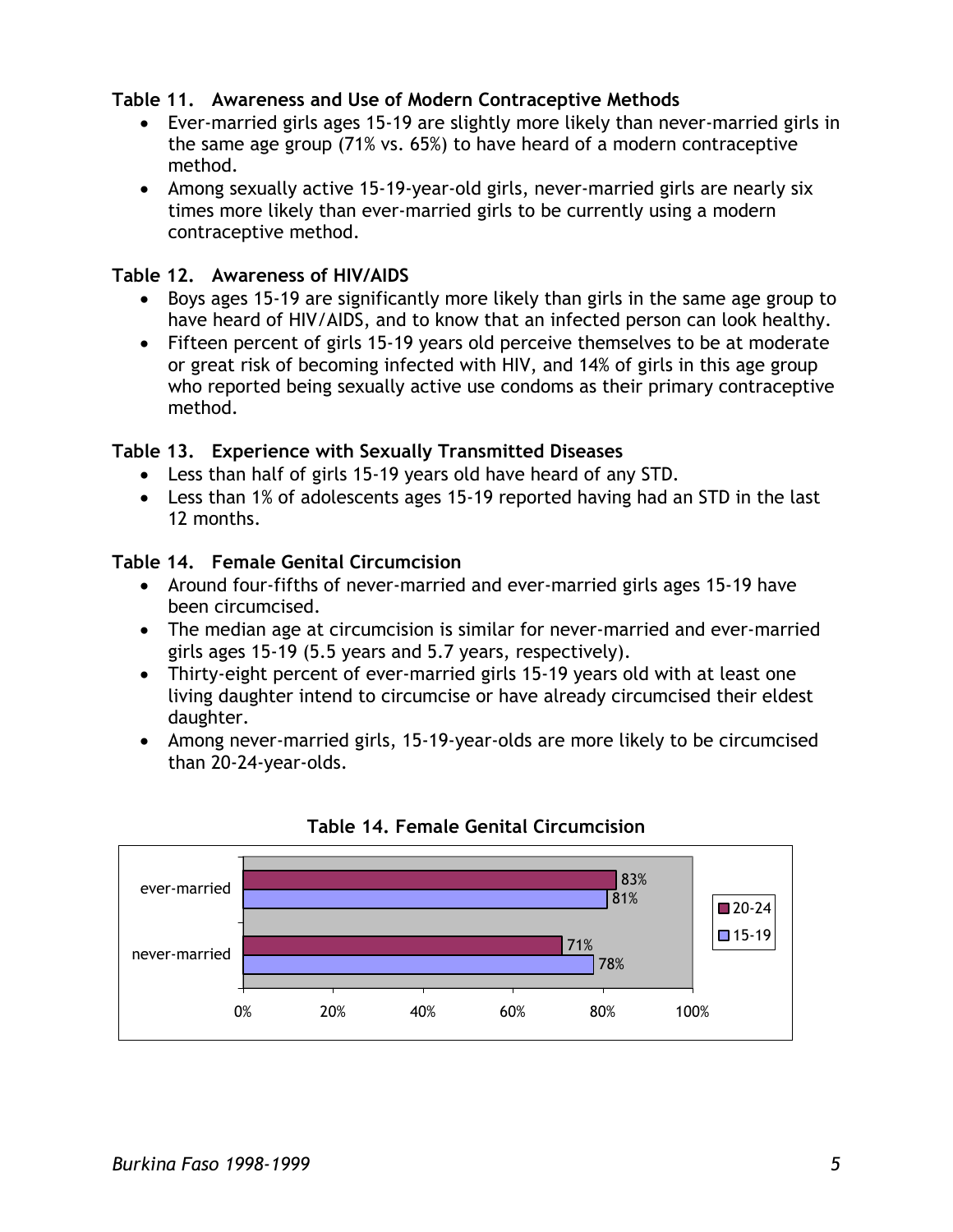### Table 11. Awareness and Use of Modern Contraceptive Methods

- Ever-married girls ages 15-19 are slightly more likely than never-married girls in the same age group (71% vs. 65%) to have heard of a modern contraceptive method.
- Among sexually active 15-19-year-old girls, never-married girls are nearly six times more likely than ever-married girls to be currently using a modern contraceptive method.

### Table 12. Awareness of HIV/AIDS

- Boys ages 15-19 are significantly more likely than girls in the same age group to have heard of HIV/AIDS, and to know that an infected person can look healthy.
- Fifteen percent of girls 15-19 years old perceive themselves to be at moderate or great risk of becoming infected with HIV, and 14% of girls in this age group who reported being sexually active use condoms as their primary contraceptive method.

### Table 13. Experience with Sexually Transmitted Diseases

- Less than half of girls 15-19 years old have heard of any STD.
- Less than 1% of adolescents ages 15-19 reported having had an STD in the last 12 months.

### Table 14. Female Genital Circumcision

- Around four-fifths of never-married and ever-married girls ages 15-19 have been circumcised.
- The median age at circumcision is similar for never-married and ever-married girls ages 15-19 (5.5 years and 5.7 years, respectively).
- Thirty-eight percent of ever-married girls 15-19 years old with at least one living daughter intend to circumcise or have already circumcised their eldest daughter.
- Among never-married girls, 15-19-year-olds are more likely to be circumcised than 20-24-year-olds.

**Table 14. Female Genital Circumcision**

| | 20-24 | 15-19 |
|---|---|---|
| ever-married | 83% | 81% |
| never-married | 71% | 78% |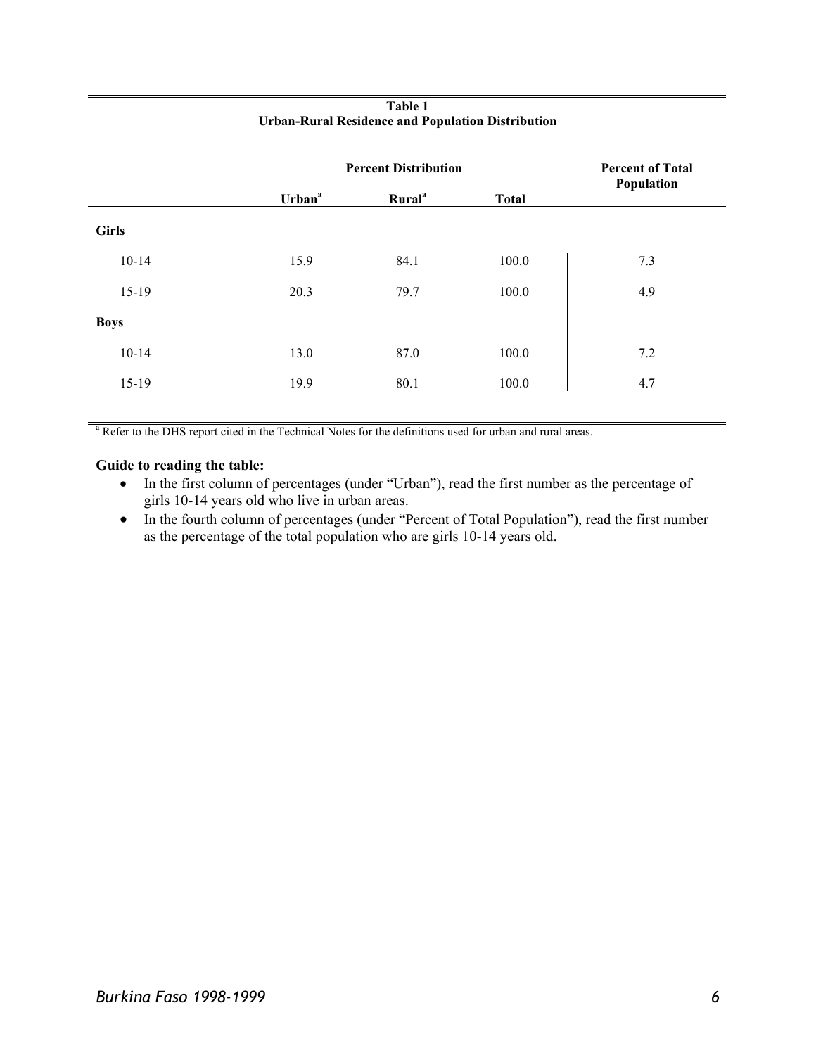**Table 1**
**Urban-Rural Residence and Population Distribution**

| | Percent Distribution | | | Percent of Total Population |
|---|---|---|---|---|
| | Urban[a] | Rural[a] | Total | |
| **Girls** | | | | |
| 10-14 | 15.9 | 84.1 | 100.0 | 7.3 |
| 15-19 | 20.3 | 79.7 | 100.0 | 4.9 |
| **Boys** | | | | |
| 10-14 | 13.0 | 87.0 | 100.0 | 7.2 |
| 15-19 | 19.9 | 80.1 | 100.0 | 4.7 |

[a] Refer to the DHS report cited in the Technical Notes for the definitions used for urban and rural areas.

**Guide to reading the table:**

- In the first column of percentages (under "Urban"), read the first number as the percentage of girls 10-14 years old who live in urban areas.
- In the fourth column of percentages (under "Percent of Total Population"), read the first number as the percentage of the total population who are girls 10-14 years old.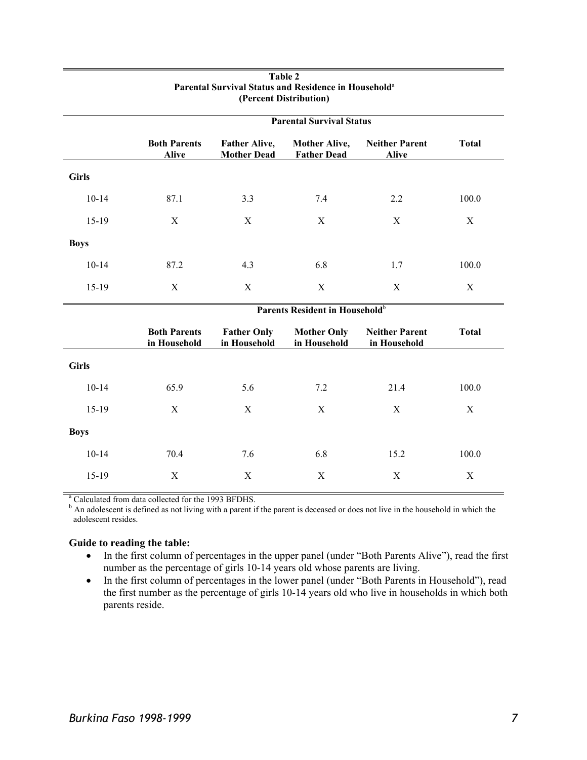**Table 2**
**Parental Survival Status and Residence in Household**[a]
**(Percent Distribution)**

| | Parental Survival Status | | | | |
|---|---|---|---|---|---|
| | **Both Parents Alive** | **Father Alive, Mother Dead** | **Mother Alive, Father Dead** | **Neither Parent Alive** | **Total** |
| **Girls** | | | | | |
| 10-14 | 87.1 | 3.3 | 7.4 | 2.2 | 100.0 |
| 15-19 | X | X | X | X | X |
| **Boys** | | | | | |
| 10-14 | 87.2 | 4.3 | 6.8 | 1.7 | 100.0 |
| 15-19 | X | X | X | X | X |

| | Parents Resident in Household[b] | | | | |
|---|---|---|---|---|---|
| | **Both Parents in Household** | **Father Only in Household** | **Mother Only in Household** | **Neither Parent in Household** | **Total** |
| **Girls** | | | | | |
| 10-14 | 65.9 | 5.6 | 7.2 | 21.4 | 100.0 |
| 15-19 | X | X | X | X | X |
| **Boys** | | | | | |
| 10-14 | 70.4 | 7.6 | 6.8 | 15.2 | 100.0 |
| 15-19 | X | X | X | X | X |

[a] Calculated from data collected for the 1993 BFDHS.
[b] An adolescent is defined as not living with a parent if the parent is deceased or does not live in the household in which the adolescent resides.

**Guide to reading the table:**

- In the first column of percentages in the upper panel (under "Both Parents Alive"), read the first number as the percentage of girls 10-14 years old whose parents are living.
- In the first column of percentages in the lower panel (under "Both Parents in Household"), read the first number as the percentage of girls 10-14 years old who live in households in which both parents reside.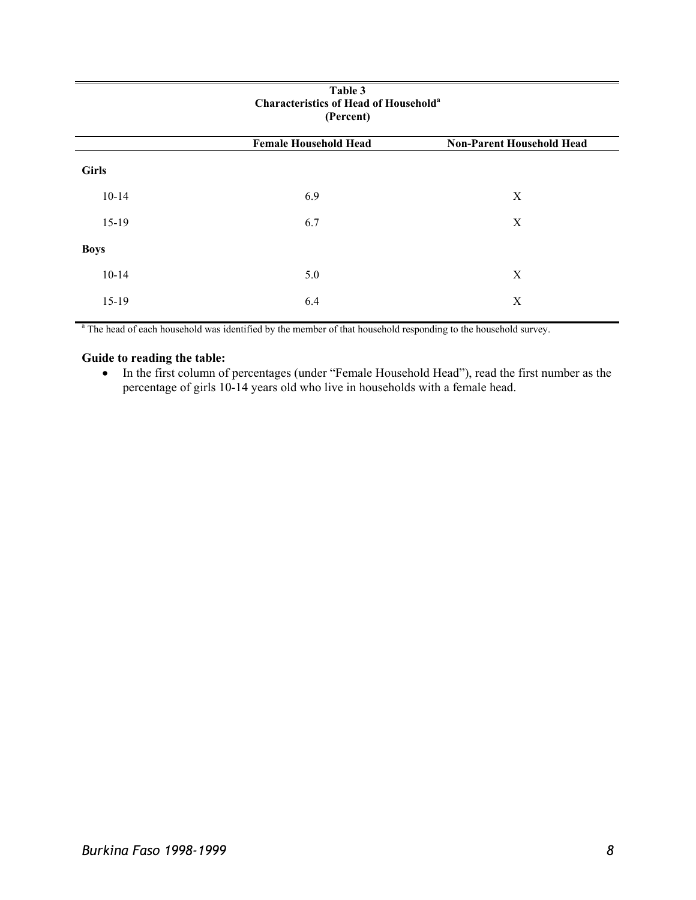**Table 3**
**Characteristics of Head of Household[a]**
**(Percent)**

| | Female Household Head | Non-Parent Household Head |
|---|---|---|
| **Girls** | | |
| 10-14 | 6.9 | X |
| 15-19 | 6.7 | X |
| **Boys** | | |
| 10-14 | 5.0 | X |
| 15-19 | 6.4 | X |

[a] The head of each household was identified by the member of that household responding to the household survey.

**Guide to reading the table:**

- In the first column of percentages (under "Female Household Head"), read the first number as the percentage of girls 10-14 years old who live in households with a female head.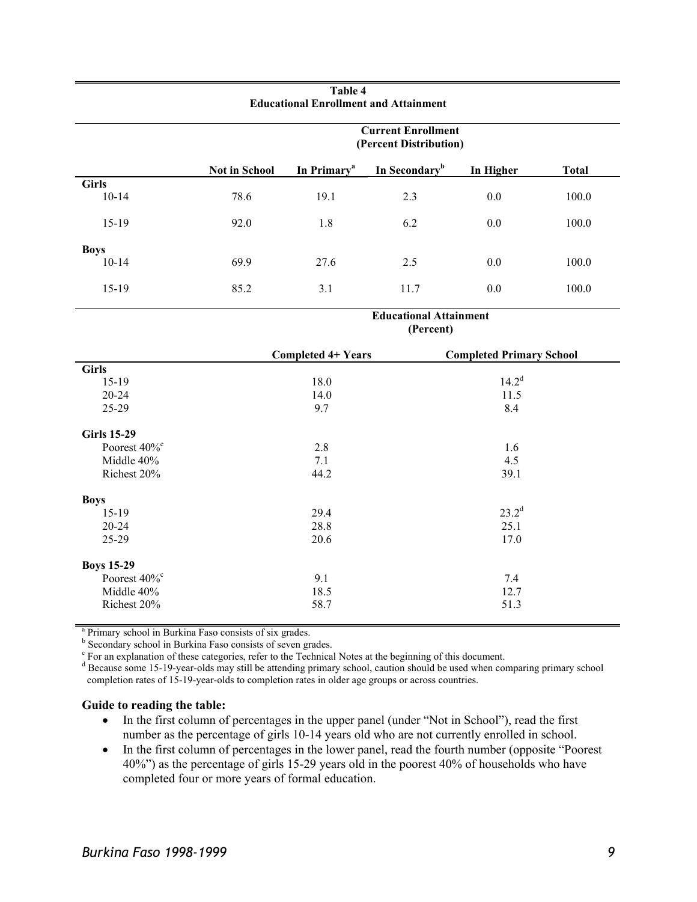**Table 4**
**Educational Enrollment and Attainment**

| | Current Enrollment (Percent Distribution) | | | | |
|---|---|---|---|---|---|
| | Not in School | In Primary[a] | In Secondary[b] | In Higher | Total |
| **Girls** | | | | | |
| 10-14 | 78.6 | 19.1 | 2.3 | 0.0 | 100.0 |
| 15-19 | 92.0 | 1.8 | 6.2 | 0.0 | 100.0 |
| **Boys** | | | | | |
| 10-14 | 69.9 | 27.6 | 2.5 | 0.0 | 100.0 |
| 15-19 | 85.2 | 3.1 | 11.7 | 0.0 | 100.0 |

| | Educational Attainment (Percent) | |
|---|---|---|
| | Completed 4+ Years | Completed Primary School |
| **Girls** | | |
| 15-19 | 18.0 | 14.2[d] |
| 20-24 | 14.0 | 11.5 |
| 25-29 | 9.7 | 8.4 |
| **Girls 15-29** | | |
| Poorest 40%[c] | 2.8 | 1.6 |
| Middle 40% | 7.1 | 4.5 |
| Richest 20% | 44.2 | 39.1 |
| **Boys** | | |
| 15-19 | 29.4 | 23.2[d] |
| 20-24 | 28.8 | 25.1 |
| 25-29 | 20.6 | 17.0 |
| **Boys 15-29** | | |
| Poorest 40%[c] | 9.1 | 7.4 |
| Middle 40% | 18.5 | 12.7 |
| Richest 20% | 58.7 | 51.3 |

[a] Primary school in Burkina Faso consists of six grades.
[b] Secondary school in Burkina Faso consists of seven grades.
[c] For an explanation of these categories, refer to the Technical Notes at the beginning of this document.
[d] Because some 15-19-year-olds may still be attending primary school, caution should be used when comparing primary school completion rates of 15-19-year-olds to completion rates in older age groups or across countries.

**Guide to reading the table:**

- In the first column of percentages in the upper panel (under "Not in School"), read the first number as the percentage of girls 10-14 years old who are not currently enrolled in school.
- In the first column of percentages in the lower panel, read the fourth number (opposite "Poorest 40%") as the percentage of girls 15-29 years old in the poorest 40% of households who have completed four or more years of formal education.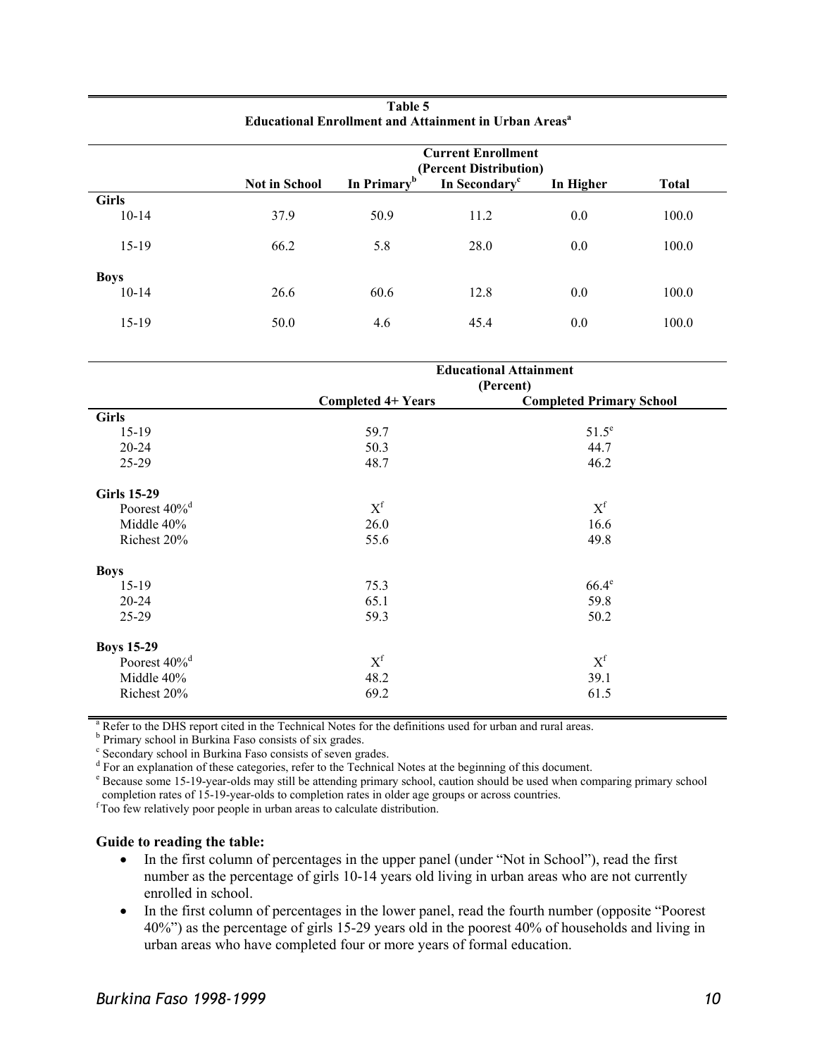**Table 5**
**Educational Enrollment and Attainment in Urban Areas[a]**

| | Current Enrollment (Percent Distribution) | | | | |
|---|---|---|---|---|---|
| | Not in School | In Primary[b] | In Secondary[c] | In Higher | Total |
| **Girls** | | | | | |
| 10-14 | 37.9 | 50.9 | 11.2 | 0.0 | 100.0 |
| 15-19 | 66.2 | 5.8 | 28.0 | 0.0 | 100.0 |
| **Boys** | | | | | |
| 10-14 | 26.6 | 60.6 | 12.8 | 0.0 | 100.0 |
| 15-19 | 50.0 | 4.6 | 45.4 | 0.0 | 100.0 |

| | Educational Attainment (Percent) | |
|---|---|---|
| | Completed 4+ Years | Completed Primary School |
| **Girls** | | |
| 15-19 | 59.7 | 51.5[e] |
| 20-24 | 50.3 | 44.7 |
| 25-29 | 48.7 | 46.2 |
| **Girls 15-29** | | |
| Poorest 40%[d] | X[f] | X[f] |
| Middle 40% | 26.0 | 16.6 |
| Richest 20% | 55.6 | 49.8 |
| **Boys** | | |
| 15-19 | 75.3 | 66.4[e] |
| 20-24 | 65.1 | 59.8 |
| 25-29 | 59.3 | 50.2 |
| **Boys 15-29** | | |
| Poorest 40%[d] | X[f] | X[f] |
| Middle 40% | 48.2 | 39.1 |
| Richest 20% | 69.2 | 61.5 |

[a] Refer to the DHS report cited in the Technical Notes for the definitions used for urban and rural areas.
[b] Primary school in Burkina Faso consists of six grades.
[c] Secondary school in Burkina Faso consists of seven grades.
[d] For an explanation of these categories, refer to the Technical Notes at the beginning of this document.
[e] Because some 15-19-year-olds may still be attending primary school, caution should be used when comparing primary school completion rates of 15-19-year-olds to completion rates in older age groups or across countries.
[f] Too few relatively poor people in urban areas to calculate distribution.

**Guide to reading the table:**

- In the first column of percentages in the upper panel (under "Not in School"), read the first number as the percentage of girls 10-14 years old living in urban areas who are not currently enrolled in school.
- In the first column of percentages in the lower panel, read the fourth number (opposite "Poorest 40%") as the percentage of girls 15-29 years old in the poorest 40% of households and living in urban areas who have completed four or more years of formal education.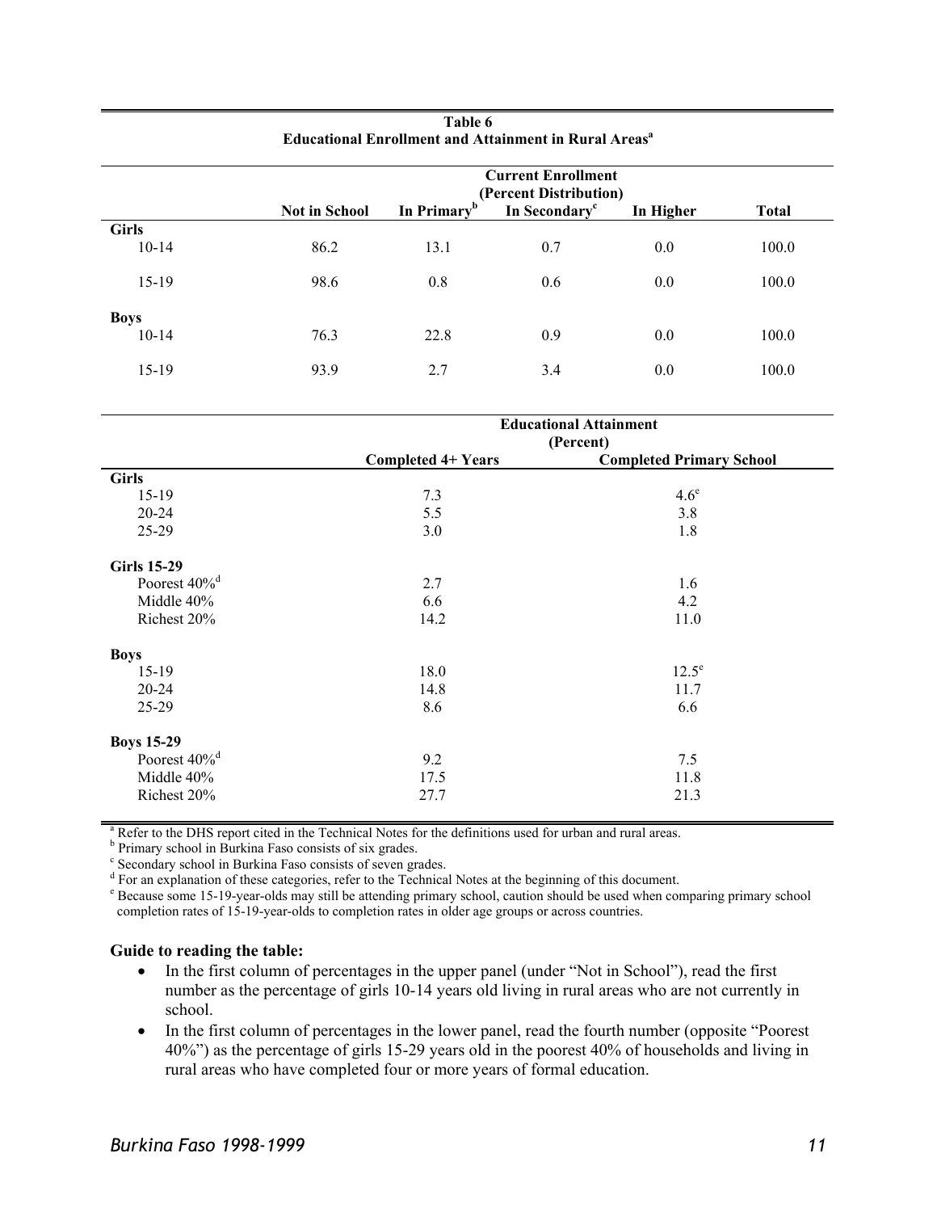**Table 6**
**Educational Enrollment and Attainment in Rural Areas[a]**

| | Current Enrollment (Percent Distribution) | | | | |
|---|---|---|---|---|---|
| | Not in School | In Primary[b] | In Secondary[c] | In Higher | Total |
| **Girls** | | | | | |
| 10-14 | 86.2 | 13.1 | 0.7 | 0.0 | 100.0 |
| 15-19 | 98.6 | 0.8 | 0.6 | 0.0 | 100.0 |
| **Boys** | | | | | |
| 10-14 | 76.3 | 22.8 | 0.9 | 0.0 | 100.0 |
| 15-19 | 93.9 | 2.7 | 3.4 | 0.0 | 100.0 |

| | Educational Attainment (Percent) | |
|---|---|---|
| | Completed 4+ Years | Completed Primary School |
| **Girls** | | |
| 15-19 | 7.3 | 4.6[e] |
| 20-24 | 5.5 | 3.8 |
| 25-29 | 3.0 | 1.8 |
| **Girls 15-29** | | |
| Poorest 40%[d] | 2.7 | 1.6 |
| Middle 40% | 6.6 | 4.2 |
| Richest 20% | 14.2 | 11.0 |
| **Boys** | | |
| 15-19 | 18.0 | 12.5[e] |
| 20-24 | 14.8 | 11.7 |
| 25-29 | 8.6 | 6.6 |
| **Boys 15-29** | | |
| Poorest 40%[d] | 9.2 | 7.5 |
| Middle 40% | 17.5 | 11.8 |
| Richest 20% | 27.7 | 21.3 |

[a] Refer to the DHS report cited in the Technical Notes for the definitions used for urban and rural areas.
[b] Primary school in Burkina Faso consists of six grades.
[c] Secondary school in Burkina Faso consists of seven grades.
[d] For an explanation of these categories, refer to the Technical Notes at the beginning of this document.
[e] Because some 15-19-year-olds may still be attending primary school, caution should be used when comparing primary school completion rates of 15-19-year-olds to completion rates in older age groups or across countries.

**Guide to reading the table:**

- In the first column of percentages in the upper panel (under "Not in School"), read the first number as the percentage of girls 10-14 years old living in rural areas who are not currently in school.
- In the first column of percentages in the lower panel, read the fourth number (opposite "Poorest 40%") as the percentage of girls 15-29 years old in the poorest 40% of households and living in rural areas who have completed four or more years of formal education.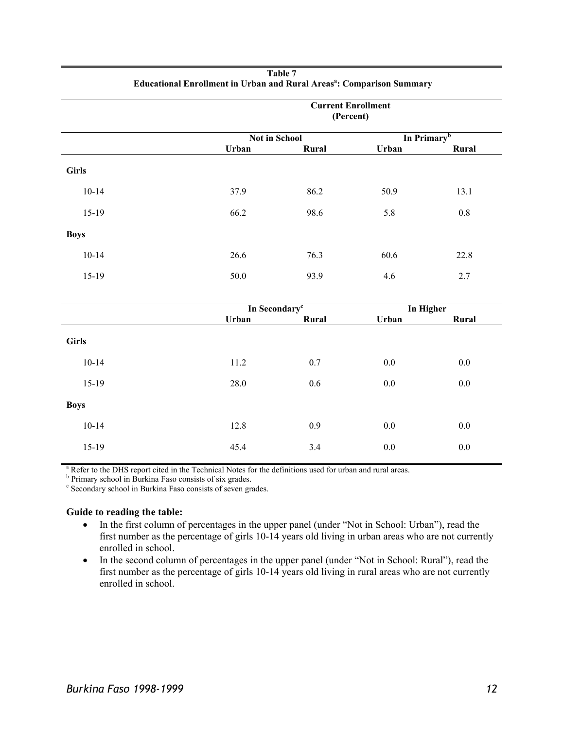**Table 7**
**Educational Enrollment in Urban and Rural Areas[a]: Comparison Summary**

| | Current Enrollment (Percent) | | | |
|---|---|---|---|---|
| | Not in School | | In Primary[b] | |
| | Urban | Rural | Urban | Rural |
| **Girls** | | | | |
| 10-14 | 37.9 | 86.2 | 50.9 | 13.1 |
| 15-19 | 66.2 | 98.6 | 5.8 | 0.8 |
| **Boys** | | | | |
| 10-14 | 26.6 | 76.3 | 60.6 | 22.8 |
| 15-19 | 50.0 | 93.9 | 4.6 | 2.7 |
| | **In Secondary[c]** | | **In Higher** | |
| | **Urban** | **Rural** | **Urban** | **Rural** |
| **Girls** | | | | |
| 10-14 | 11.2 | 0.7 | 0.0 | 0.0 |
| 15-19 | 28.0 | 0.6 | 0.0 | 0.0 |
| **Boys** | | | | |
| 10-14 | 12.8 | 0.9 | 0.0 | 0.0 |
| 15-19 | 45.4 | 3.4 | 0.0 | 0.0 |

[a] Refer to the DHS report cited in the Technical Notes for the definitions used for urban and rural areas.
[b] Primary school in Burkina Faso consists of six grades.
[c] Secondary school in Burkina Faso consists of seven grades.

**Guide to reading the table:**

- In the first column of percentages in the upper panel (under "Not in School: Urban"), read the first number as the percentage of girls 10-14 years old living in urban areas who are not currently enrolled in school.
- In the second column of percentages in the upper panel (under "Not in School: Rural"), read the first number as the percentage of girls 10-14 years old living in rural areas who are not currently enrolled in school.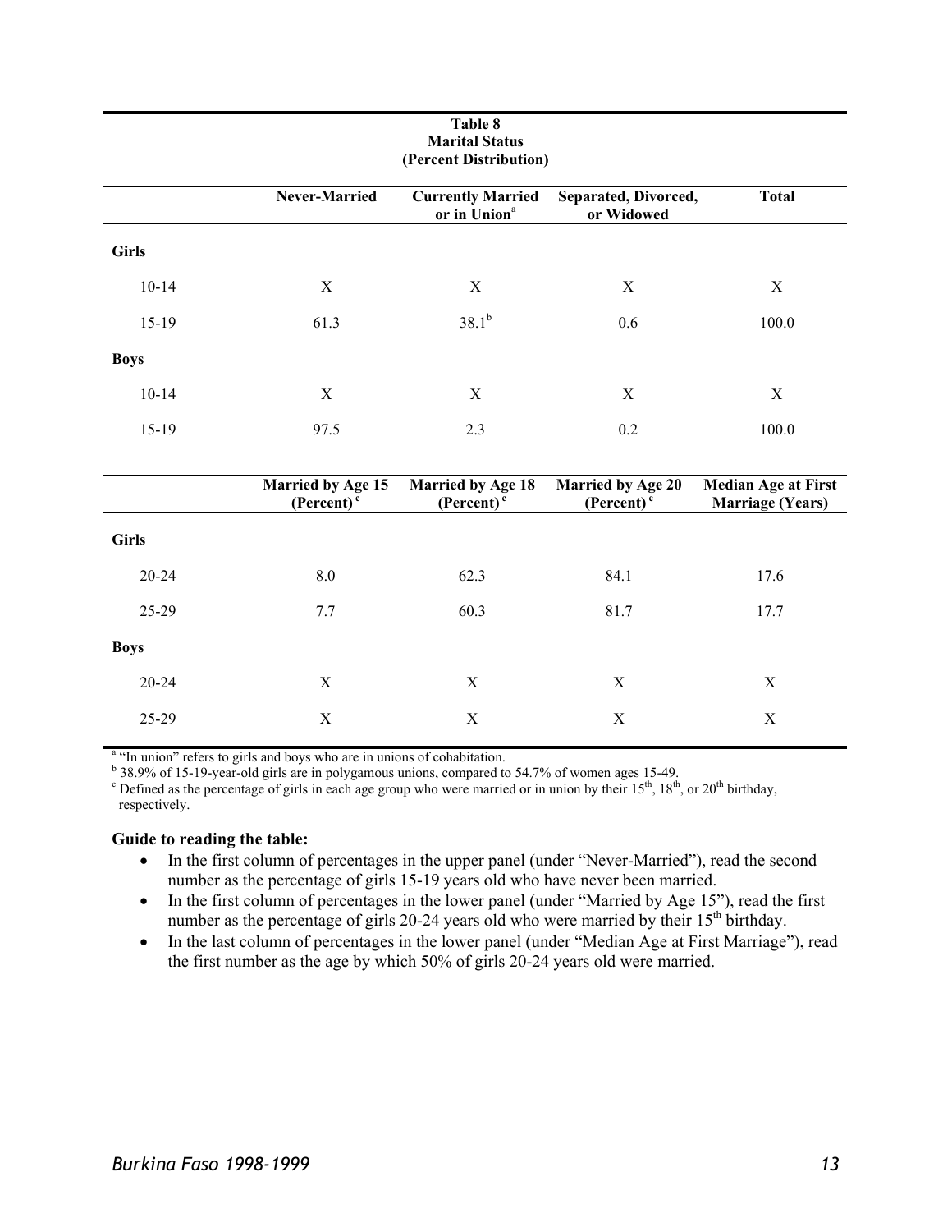**Table 8**
**Marital Status**
**(Percent Distribution)**

| | Never-Married | Currently Married or in Union[a] | Separated, Divorced, or Widowed | Total |
|---|---|---|---|---|
| **Girls** | | | | |
| 10-14 | X | X | X | X |
| 15-19 | 61.3 | 38.1[b] | 0.6 | 100.0 |
| **Boys** | | | | |
| 10-14 | X | X | X | X |
| 15-19 | 97.5 | 2.3 | 0.2 | 100.0 |

| | Married by Age 15 (Percent)[c] | Married by Age 18 (Percent)[c] | Married by Age 20 (Percent)[c] | Median Age at First Marriage (Years) |
|---|---|---|---|---|
| **Girls** | | | | |
| 20-24 | 8.0 | 62.3 | 84.1 | 17.6 |
| 25-29 | 7.7 | 60.3 | 81.7 | 17.7 |
| **Boys** | | | | |
| 20-24 | X | X | X | X |
| 25-29 | X | X | X | X |

[a] "In union" refers to girls and boys who are in unions of cohabitation.
[b] 38.9% of 15-19-year-old girls are in polygamous unions, compared to 54.7% of women ages 15-49.
[c] Defined as the percentage of girls in each age group who were married or in union by their 15th, 18th, or 20th birthday, respectively.

**Guide to reading the table:**

- In the first column of percentages in the upper panel (under "Never-Married"), read the second number as the percentage of girls 15-19 years old who have never been married.
- In the first column of percentages in the lower panel (under "Married by Age 15"), read the first number as the percentage of girls 20-24 years old who were married by their 15th birthday.
- In the last column of percentages in the lower panel (under "Median Age at First Marriage"), read the first number as the age by which 50% of girls 20-24 years old were married.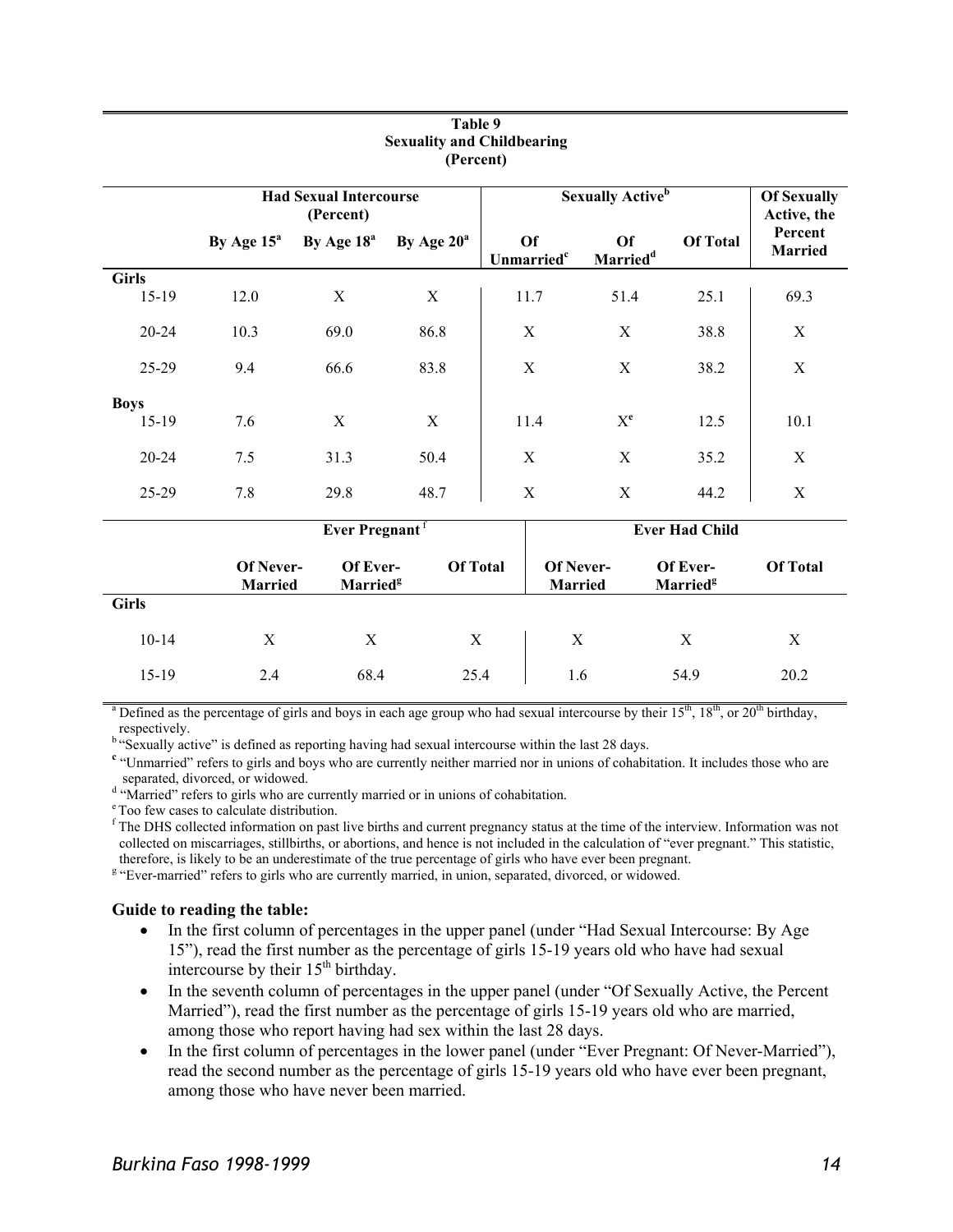**Table 9**
**Sexuality and Childbearing**
**(Percent)**

| | Had Sexual Intercourse (Percent) | | | Sexually Active[b] | | | Of Sexually Active, the Percent Married |
|---|---|---|---|---|---|---|---|
| | By Age 15[a] | By Age 18[a] | By Age 20[a] | Of Unmarried[c] | Of Married[d] | Of Total | |
| **Girls** | | | | | | | |
| 15-19 | 12.0 | X | X | 11.7 | 51.4 | 25.1 | 69.3 |
| 20-24 | 10.3 | 69.0 | 86.8 | X | X | 38.8 | X |
| 25-29 | 9.4 | 66.6 | 83.8 | X | X | 38.2 | X |
| **Boys** | | | | | | | |
| 15-19 | 7.6 | X | X | 11.4 | X[e] | 12.5 | 10.1 |
| 20-24 | 7.5 | 31.3 | 50.4 | X | X | 35.2 | X |
| 25-29 | 7.8 | 29.8 | 48.7 | X | X | 44.2 | X |

| | Ever Pregnant[f] | | | Ever Had Child | | |
|---|---|---|---|---|---|---|
| | Of Never-Married | Of Ever-Married[g] | Of Total | Of Never-Married | Of Ever-Married[g] | Of Total |
| **Girls** | | | | | | |
| 10-14 | X | X | X | X | X | X |
| 15-19 | 2.4 | 68.4 | 25.4 | 1.6 | 54.9 | 20.2 |

[a] Defined as the percentage of girls and boys in each age group who had sexual intercourse by their 15th, 18th, or 20th birthday, respectively.
[b] "Sexually active" is defined as reporting having had sexual intercourse within the last 28 days.
[c] "Unmarried" refers to girls and boys who are currently neither married nor in unions of cohabitation. It includes those who are separated, divorced, or widowed.
[d] "Married" refers to girls who are currently married or in unions of cohabitation.
[e] Too few cases to calculate distribution.
[f] The DHS collected information on past live births and current pregnancy status at the time of the interview. Information was not collected on miscarriages, stillbirths, or abortions, and hence is not included in the calculation of "ever pregnant." This statistic, therefore, is likely to be an underestimate of the true percentage of girls who have ever been pregnant.
[g] "Ever-married" refers to girls who are currently married, in union, separated, divorced, or widowed.

**Guide to reading the table:**

- In the first column of percentages in the upper panel (under "Had Sexual Intercourse: By Age 15"), read the first number as the percentage of girls 15-19 years old who have had sexual intercourse by their 15th birthday.
- In the seventh column of percentages in the upper panel (under "Of Sexually Active, the Percent Married"), read the first number as the percentage of girls 15-19 years old who are married, among those who report having had sex within the last 28 days.
- In the first column of percentages in the lower panel (under "Ever Pregnant: Of Never-Married"), read the second number as the percentage of girls 15-19 years old who have ever been pregnant, among those who have never been married.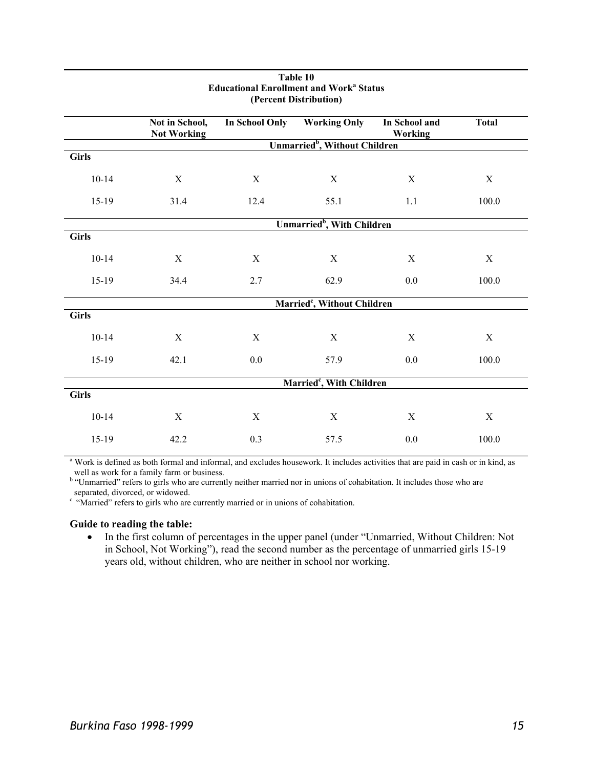**Table 10**
**Educational Enrollment and Work[a] Status**
**(Percent Distribution)**

| | Not in School, Not Working | In School Only | Working Only | In School and Working | Total |
|---|---|---|---|---|---|
| | | | **Unmarried[b], Without Children** | | |
| **Girls** | | | | | |
| 10-14 | X | X | X | X | X |
| 15-19 | 31.4 | 12.4 | 55.1 | 1.1 | 100.0 |
| | | | **Unmarried[b], With Children** | | |
| **Girls** | | | | | |
| 10-14 | X | X | X | X | X |
| 15-19 | 34.4 | 2.7 | 62.9 | 0.0 | 100.0 |
| | | | **Married[c], Without Children** | | |
| **Girls** | | | | | |
| 10-14 | X | X | X | X | X |
| 15-19 | 42.1 | 0.0 | 57.9 | 0.0 | 100.0 |
| | | | **Married[c], With Children** | | |
| **Girls** | | | | | |
| 10-14 | X | X | X | X | X |
| 15-19 | 42.2 | 0.3 | 57.5 | 0.0 | 100.0 |

[a] Work is defined as both formal and informal, and excludes housework. It includes activities that are paid in cash or in kind, as well as work for a family farm or business.
[b] "Unmarried" refers to girls who are currently neither married nor in unions of cohabitation. It includes those who are separated, divorced, or widowed.
[c] "Married" refers to girls who are currently married or in unions of cohabitation.

**Guide to reading the table:**

- In the first column of percentages in the upper panel (under "Unmarried, Without Children: Not in School, Not Working"), read the second number as the percentage of unmarried girls 15-19 years old, without children, who are neither in school nor working.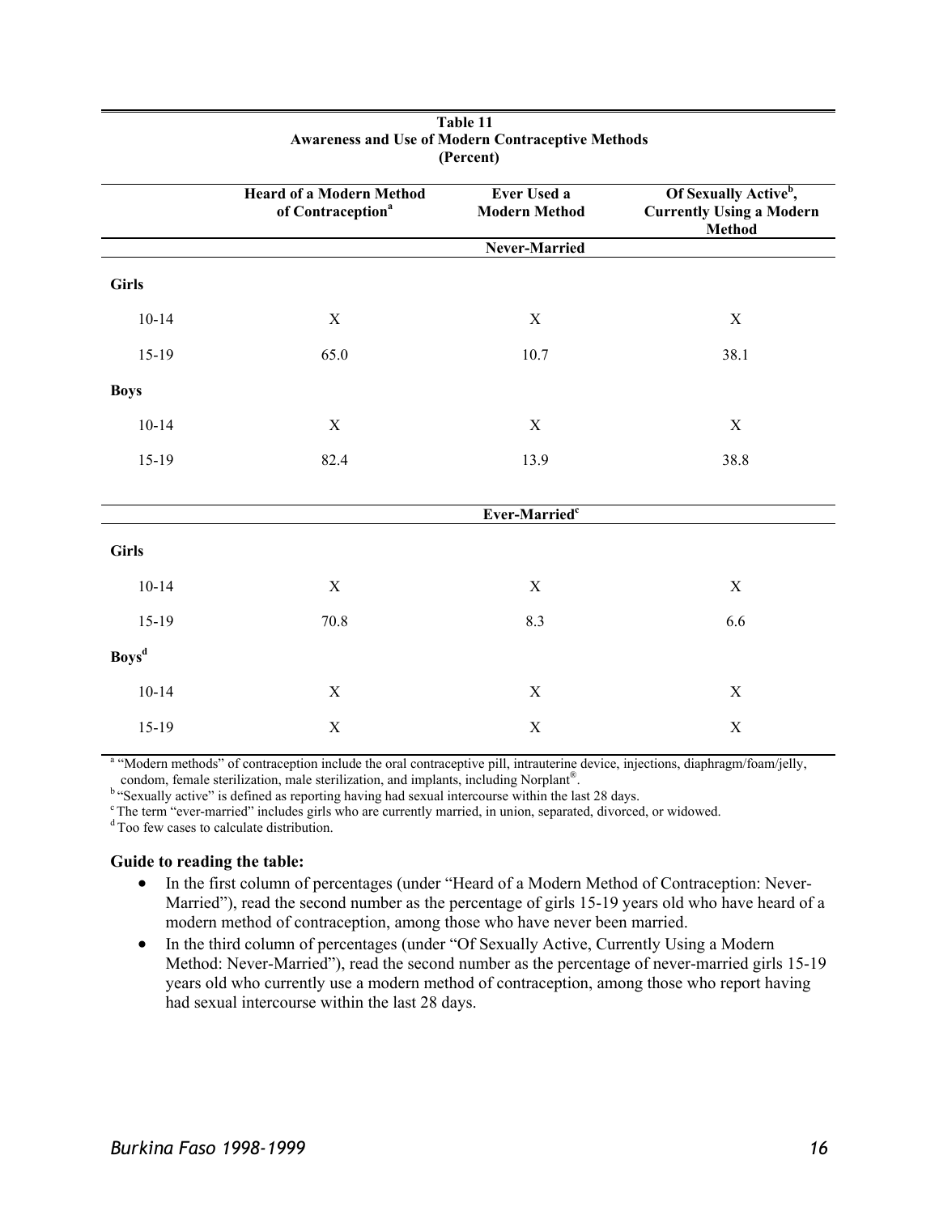**Table 11**
**Awareness and Use of Modern Contraceptive Methods**
**(Percent)**

| | Heard of a Modern Method of Contraception[a] | Ever Used a Modern Method | Of Sexually Active[b], Currently Using a Modern Method |
|---|---|---|---|
| | | **Never-Married** | |
| **Girls** | | | |
| 10-14 | X | X | X |
| 15-19 | 65.0 | 10.7 | 38.1 |
| **Boys** | | | |
| 10-14 | X | X | X |
| 15-19 | 82.4 | 13.9 | 38.8 |
| | | **Ever-Married[c]** | |
| **Girls** | | | |
| 10-14 | X | X | X |
| 15-19 | 70.8 | 8.3 | 6.6 |
| **Boys[d]** | | | |
| 10-14 | X | X | X |
| 15-19 | X | X | X |

[a] "Modern methods" of contraception include the oral contraceptive pill, intrauterine device, injections, diaphragm/foam/jelly, condom, female sterilization, male sterilization, and implants, including Norplant®.
[b] "Sexually active" is defined as reporting having had sexual intercourse within the last 28 days.
[c] The term "ever-married" includes girls who are currently married, in union, separated, divorced, or widowed.
[d] Too few cases to calculate distribution.

**Guide to reading the table:**

- In the first column of percentages (under "Heard of a Modern Method of Contraception: Never-Married"), read the second number as the percentage of girls 15-19 years old who have heard of a modern method of contraception, among those who have never been married.
- In the third column of percentages (under "Of Sexually Active, Currently Using a Modern Method: Never-Married"), read the second number as the percentage of never-married girls 15-19 years old who currently use a modern method of contraception, among those who report having had sexual intercourse within the last 28 days.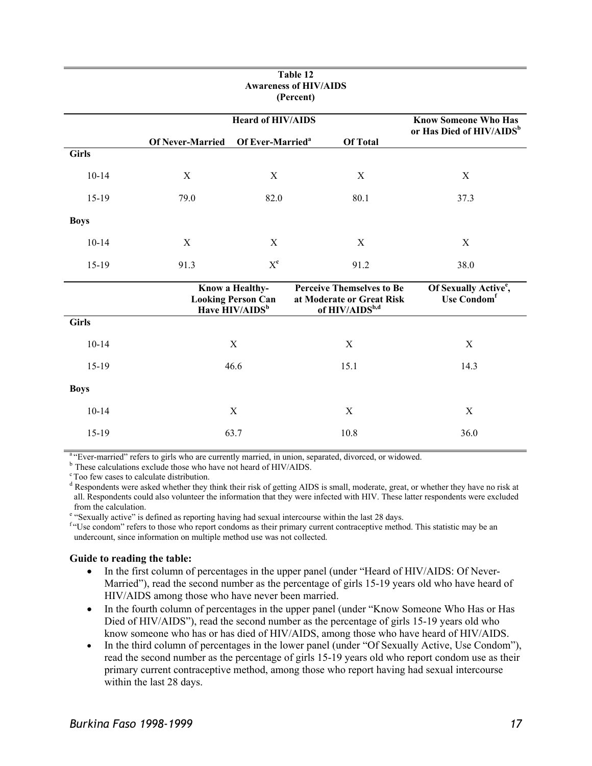**Table 12**
**Awareness of HIV/AIDS**
**(Percent)**

| | Heard of HIV/AIDS | | | Know Someone Who Has or Has Died of HIV/AIDS[b] |
|---|---|---|---|---|
| | Of Never-Married | Of Ever-Married[a] | Of Total | |
| **Girls** | | | | |
| 10-14 | X | X | X | X |
| 15-19 | 79.0 | 82.0 | 80.1 | 37.3 |
| **Boys** | | | | |
| 10-14 | X | X | X | X |
| 15-19 | 91.3 | X[c] | 91.2 | 38.0 |

| | Know a Healthy-Looking Person Can Have HIV/AIDS[b] | Perceive Themselves to Be at Moderate or Great Risk of HIV/AIDS[b,d] | Of Sexually Active[e], Use Condom[f] |
|---|---|---|---|
| **Girls** | | | |
| 10-14 | X | X | X |
| 15-19 | 46.6 | 15.1 | 14.3 |
| **Boys** | | | |
| 10-14 | X | X | X |
| 15-19 | 63.7 | 10.8 | 36.0 |

[a] "Ever-married" refers to girls who are currently married, in union, separated, divorced, or widowed.
[b] These calculations exclude those who have not heard of HIV/AIDS.
[c] Too few cases to calculate distribution.
[d] Respondents were asked whether they think their risk of getting AIDS is small, moderate, great, or whether they have no risk at all. Respondents could also volunteer the information that they were infected with HIV. These latter respondents were excluded from the calculation.
[e] "Sexually active" is defined as reporting having had sexual intercourse within the last 28 days.
[f] "Use condom" refers to those who report condoms as their primary current contraceptive method. This statistic may be an undercount, since information on multiple method use was not collected.

**Guide to reading the table:**

- In the first column of percentages in the upper panel (under "Heard of HIV/AIDS: Of Never-Married"), read the second number as the percentage of girls 15-19 years old who have heard of HIV/AIDS among those who have never been married.
- In the fourth column of percentages in the upper panel (under "Know Someone Who Has or Has Died of HIV/AIDS"), read the second number as the percentage of girls 15-19 years old who know someone who has or has died of HIV/AIDS, among those who have heard of HIV/AIDS.
- In the third column of percentages in the lower panel (under "Of Sexually Active, Use Condom"), read the second number as the percentage of girls 15-19 years old who report condom use as their primary current contraceptive method, among those who report having had sexual intercourse within the last 28 days.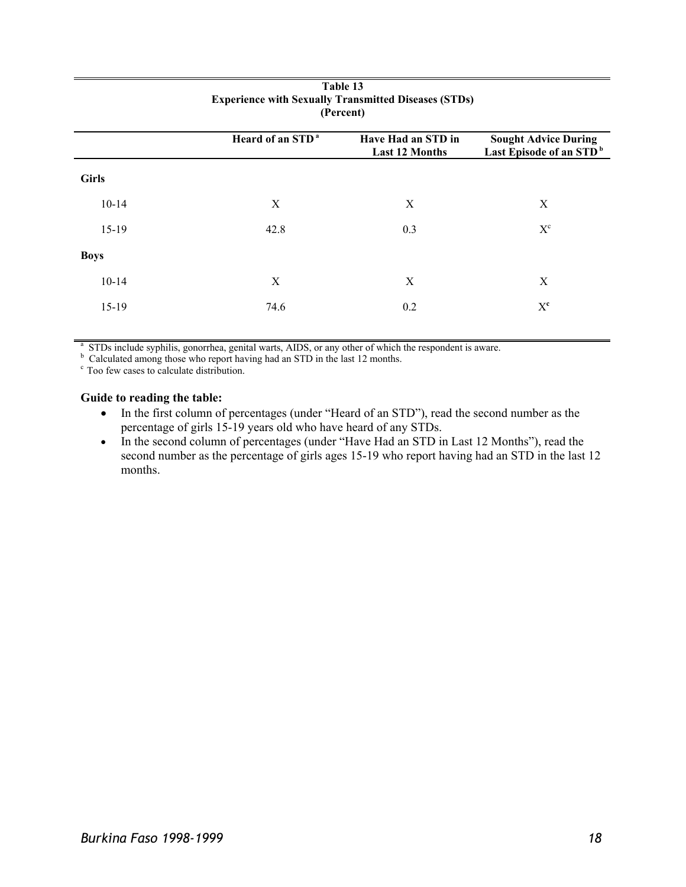**Table 13**
**Experience with Sexually Transmitted Diseases (STDs)**
**(Percent)**

| | Heard of an STD [a] | Have Had an STD in Last 12 Months | Sought Advice During Last Episode of an STD [b] |
|---|---|---|---|
| **Girls** | | | |
| 10-14 | X | X | X |
| 15-19 | 42.8 | 0.3 | X[c] |
| **Boys** | | | |
| 10-14 | X | X | X |
| 15-19 | 74.6 | 0.2 | X[c] |

[a] STDs include syphilis, gonorrhea, genital warts, AIDS, or any other of which the respondent is aware.
[b] Calculated among those who report having had an STD in the last 12 months.
[c] Too few cases to calculate distribution.

**Guide to reading the table:**

- In the first column of percentages (under "Heard of an STD"), read the second number as the percentage of girls 15-19 years old who have heard of any STDs.
- In the second column of percentages (under "Have Had an STD in Last 12 Months"), read the second number as the percentage of girls ages 15-19 who report having had an STD in the last 12 months.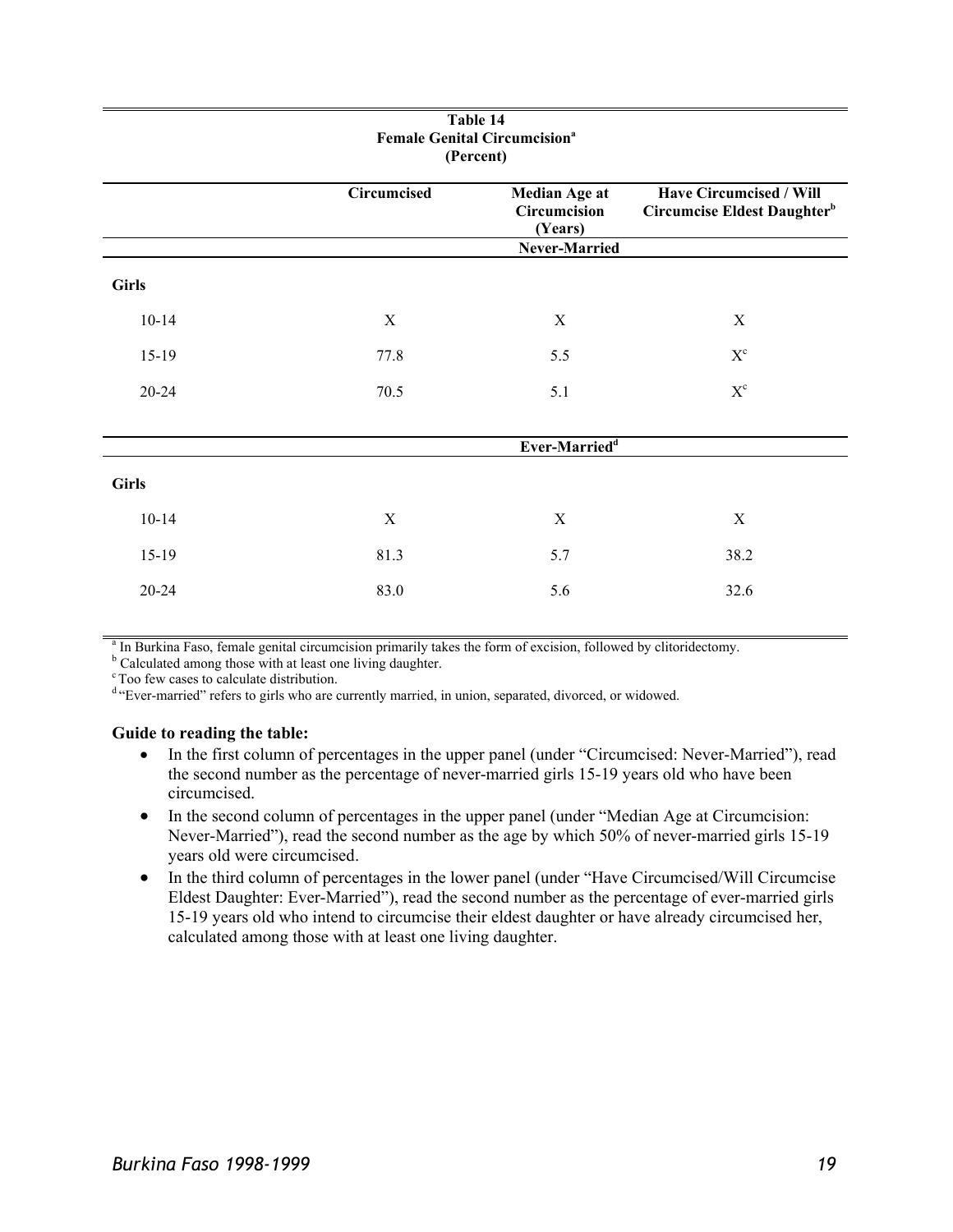**Table 14**
**Female Genital Circumcision[a]**
**(Percent)**

| | Circumcised | Median Age at Circumcision (Years) | Have Circumcised / Will Circumcise Eldest Daughter[b] |
|---|---|---|---|
| | | **Never-Married** | |
| **Girls** | | | |
| 10-14 | X | X | X |
| 15-19 | 77.8 | 5.5 | X[c] |
| 20-24 | 70.5 | 5.1 | X[c] |
| | | **Ever-Married[d]** | |
| **Girls** | | | |
| 10-14 | X | X | X |
| 15-19 | 81.3 | 5.7 | 38.2 |
| 20-24 | 83.0 | 5.6 | 32.6 |

[a] In Burkina Faso, female genital circumcision primarily takes the form of excision, followed by clitoridectomy.
[b] Calculated among those with at least one living daughter.
[c] Too few cases to calculate distribution.
[d] "Ever-married" refers to girls who are currently married, in union, separated, divorced, or widowed.

**Guide to reading the table:**

- In the first column of percentages in the upper panel (under "Circumcised: Never-Married"), read the second number as the percentage of never-married girls 15-19 years old who have been circumcised.
- In the second column of percentages in the upper panel (under "Median Age at Circumcision: Never-Married"), read the second number as the age by which 50% of never-married girls 15-19 years old were circumcised.
- In the third column of percentages in the lower panel (under "Have Circumcised/Will Circumcise Eldest Daughter: Ever-Married"), read the second number as the percentage of ever-married girls 15-19 years old who intend to circumcise their eldest daughter or have already circumcised her, calculated among those with at least one living daughter.